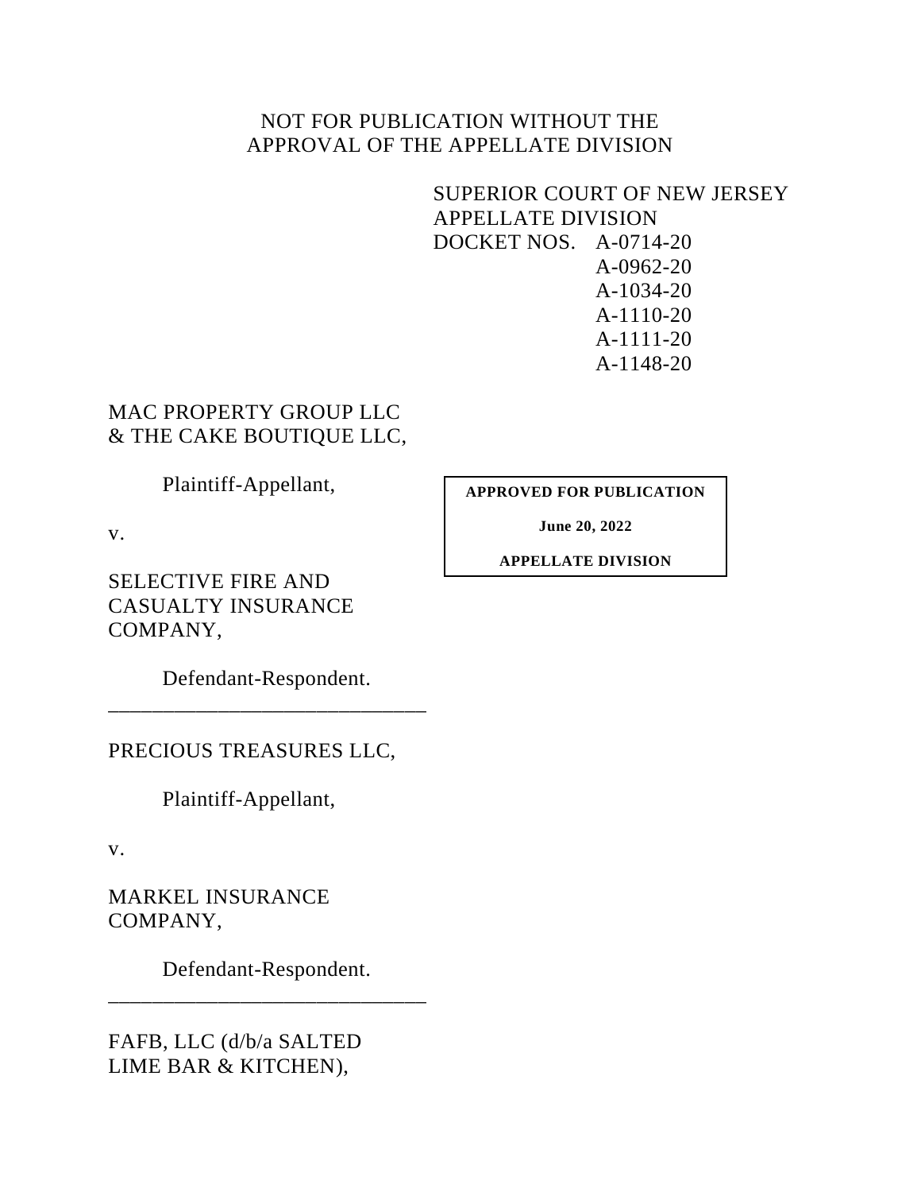NOT FOR PUBLICATION WITHOUT THE APPROVAL OF THE APPELLATE DIVISION

SUPERIOR COURT OF NEW JERSEY
APPELLATE DIVISION
DOCKET NOS. A-0714-20
A-0962-20
A-1034-20
A-1110-20
A-1111-20
A-1148-20

MAC PROPERTY GROUP LLC & THE CAKE BOUTIQUE LLC,

Plaintiff-Appellant,

v.

SELECTIVE FIRE AND CASUALTY INSURANCE COMPANY,

Defendant-Respondent.

**APPROVED FOR PUBLICATION**

**June 20, 2022**

**APPELLATE DIVISION**

______________________________

PRECIOUS TREASURES LLC,

Plaintiff-Appellant,

v.

MARKEL INSURANCE COMPANY,

Defendant-Respondent.

______________________________

FAFB, LLC (d/b/a SALTED LIME BAR & KITCHEN),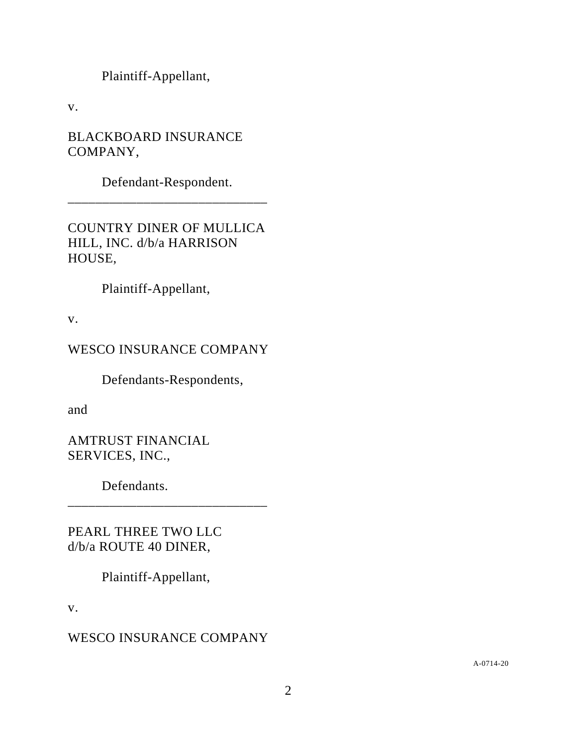Plaintiff-Appellant,

v.

BLACKBOARD INSURANCE COMPANY,

Defendant-Respondent.

\_\_\_\_\_\_\_\_\_\_\_\_\_\_\_\_\_\_\_\_\_\_\_\_\_\_\_\_\_\_

COUNTRY DINER OF MULLICA HILL, INC. d/b/a HARRISON HOUSE,

Plaintiff-Appellant,

v.

WESCO INSURANCE COMPANY

Defendants-Respondents,

and

AMTRUST FINANCIAL SERVICES, INC.,

Defendants.

\_\_\_\_\_\_\_\_\_\_\_\_\_\_\_\_\_\_\_\_\_\_\_\_\_\_\_\_\_\_

PEARL THREE TWO LLC d/b/a ROUTE 40 DINER,

Plaintiff-Appellant,

v.

WESCO INSURANCE COMPANY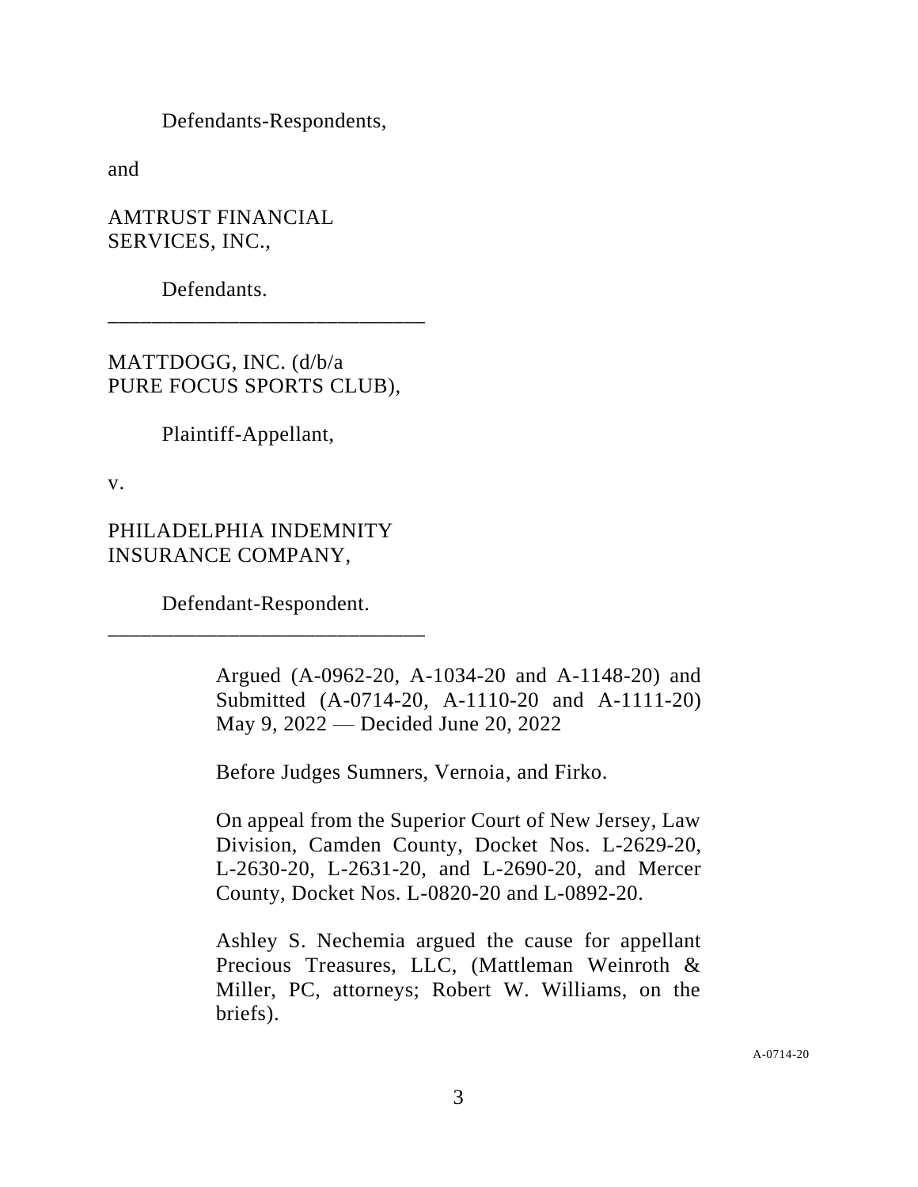Defendants-Respondents,

and

AMTRUST FINANCIAL SERVICES, INC.,

Defendants.

_____________________________

MATTDOGG, INC. (d/b/a PURE FOCUS SPORTS CLUB),

Plaintiff-Appellant,

v.

PHILADELPHIA INDEMNITY INSURANCE COMPANY,

Defendant-Respondent.

_____________________________

Argued (A-0962-20, A-1034-20 and A-1148-20) and Submitted (A-0714-20, A-1110-20 and A-1111-20) May 9, 2022 — Decided June 20, 2022

Before Judges Sumners, Vernoia, and Firko.

On appeal from the Superior Court of New Jersey, Law Division, Camden County, Docket Nos. L-2629-20, L-2630-20, L-2631-20, and L-2690-20, and Mercer County, Docket Nos. L-0820-20 and L-0892-20.

Ashley S. Nechemia argued the cause for appellant Precious Treasures, LLC, (Mattleman Weinroth & Miller, PC, attorneys; Robert W. Williams, on the briefs).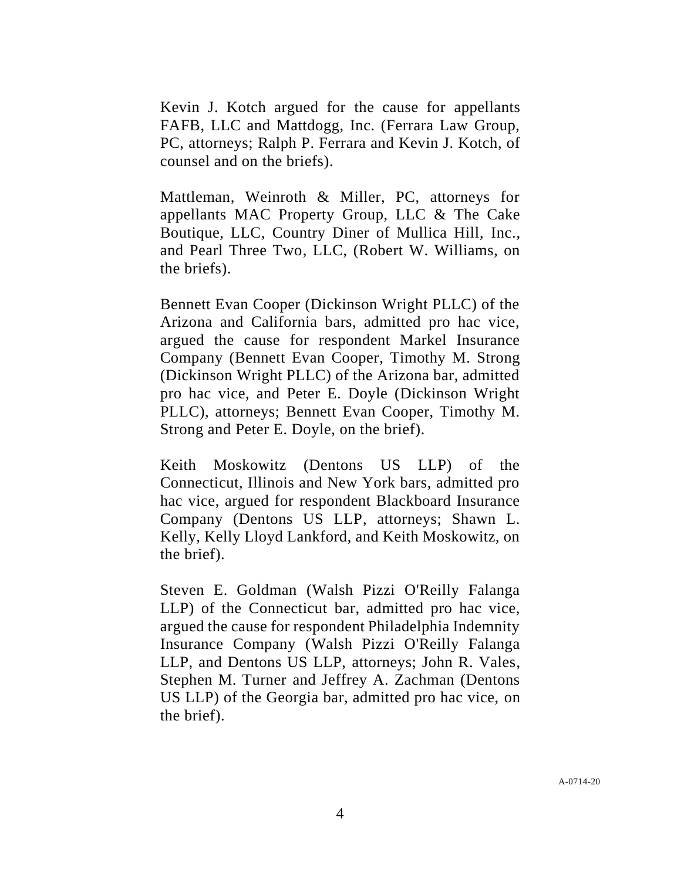Kevin J. Kotch argued for the cause for appellants FAFB, LLC and Mattdogg, Inc. (Ferrara Law Group, PC, attorneys; Ralph P. Ferrara and Kevin J. Kotch, of counsel and on the briefs).

Mattleman, Weinroth & Miller, PC, attorneys for appellants MAC Property Group, LLC & The Cake Boutique, LLC, Country Diner of Mullica Hill, Inc., and Pearl Three Two, LLC, (Robert W. Williams, on the briefs).

Bennett Evan Cooper (Dickinson Wright PLLC) of the Arizona and California bars, admitted pro hac vice, argued the cause for respondent Markel Insurance Company (Bennett Evan Cooper, Timothy M. Strong (Dickinson Wright PLLC) of the Arizona bar, admitted pro hac vice, and Peter E. Doyle (Dickinson Wright PLLC), attorneys; Bennett Evan Cooper, Timothy M. Strong and Peter E. Doyle, on the brief).

Keith Moskowitz (Dentons US LLP) of the Connecticut, Illinois and New York bars, admitted pro hac vice, argued for respondent Blackboard Insurance Company (Dentons US LLP, attorneys; Shawn L. Kelly, Kelly Lloyd Lankford, and Keith Moskowitz, on the brief).

Steven E. Goldman (Walsh Pizzi O'Reilly Falanga LLP) of the Connecticut bar, admitted pro hac vice, argued the cause for respondent Philadelphia Indemnity Insurance Company (Walsh Pizzi O'Reilly Falanga LLP, and Dentons US LLP, attorneys; John R. Vales, Stephen M. Turner and Jeffrey A. Zachman (Dentons US LLP) of the Georgia bar, admitted pro hac vice, on the brief).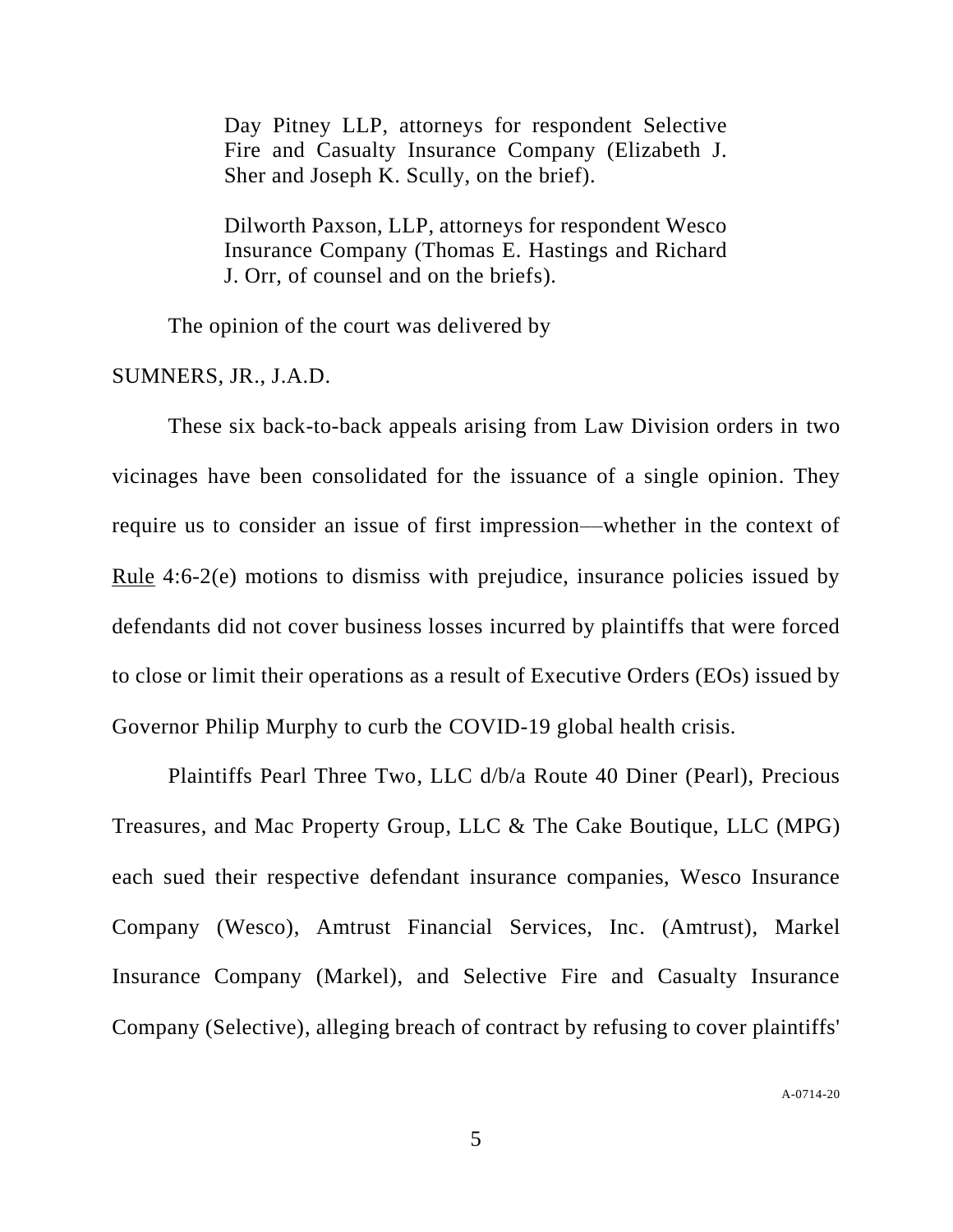Day Pitney LLP, attorneys for respondent Selective Fire and Casualty Insurance Company (Elizabeth J. Sher and Joseph K. Scully, on the brief).

Dilworth Paxson, LLP, attorneys for respondent Wesco Insurance Company (Thomas E. Hastings and Richard J. Orr, of counsel and on the briefs).

The opinion of the court was delivered by

SUMNERS, JR., J.A.D.

These six back-to-back appeals arising from Law Division orders in two vicinages have been consolidated for the issuance of a single opinion. They require us to consider an issue of first impression—whether in the context of Rule 4:6-2(e) motions to dismiss with prejudice, insurance policies issued by defendants did not cover business losses incurred by plaintiffs that were forced to close or limit their operations as a result of Executive Orders (EOs) issued by Governor Philip Murphy to curb the COVID-19 global health crisis.

Plaintiffs Pearl Three Two, LLC d/b/a Route 40 Diner (Pearl), Precious Treasures, and Mac Property Group, LLC & The Cake Boutique, LLC (MPG) each sued their respective defendant insurance companies, Wesco Insurance Company (Wesco), Amtrust Financial Services, Inc. (Amtrust), Markel Insurance Company (Markel), and Selective Fire and Casualty Insurance Company (Selective), alleging breach of contract by refusing to cover plaintiffs'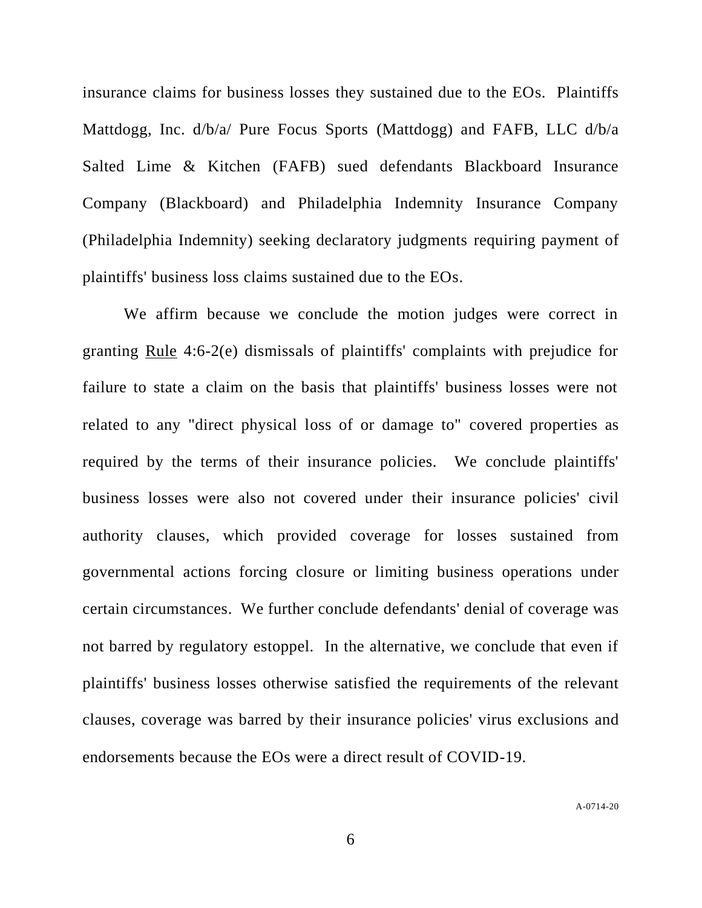insurance claims for business losses they sustained due to the EOs. Plaintiffs Mattdogg, Inc. d/b/a/ Pure Focus Sports (Mattdogg) and FAFB, LLC d/b/a Salted Lime & Kitchen (FAFB) sued defendants Blackboard Insurance Company (Blackboard) and Philadelphia Indemnity Insurance Company (Philadelphia Indemnity) seeking declaratory judgments requiring payment of plaintiffs' business loss claims sustained due to the EOs.

We affirm because we conclude the motion judges were correct in granting Rule 4:6-2(e) dismissals of plaintiffs' complaints with prejudice for failure to state a claim on the basis that plaintiffs' business losses were not related to any "direct physical loss of or damage to" covered properties as required by the terms of their insurance policies. We conclude plaintiffs' business losses were also not covered under their insurance policies' civil authority clauses, which provided coverage for losses sustained from governmental actions forcing closure or limiting business operations under certain circumstances. We further conclude defendants' denial of coverage was not barred by regulatory estoppel. In the alternative, we conclude that even if plaintiffs' business losses otherwise satisfied the requirements of the relevant clauses, coverage was barred by their insurance policies' virus exclusions and endorsements because the EOs were a direct result of COVID-19.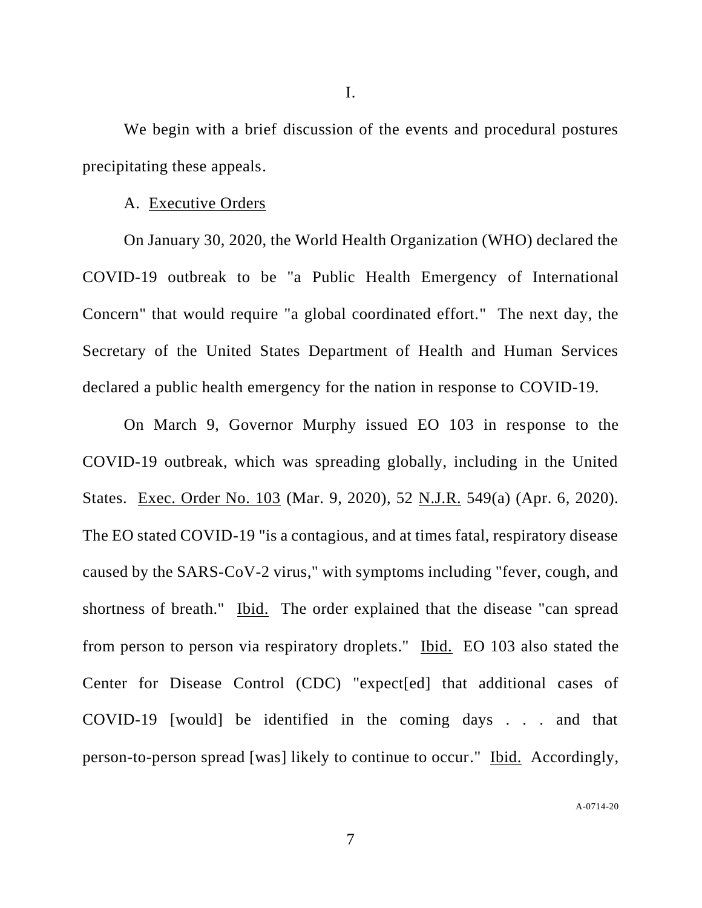I.

We begin with a brief discussion of the events and procedural postures precipitating these appeals.

A. <u>Executive Orders</u>

On January 30, 2020, the World Health Organization (WHO) declared the COVID-19 outbreak to be "a Public Health Emergency of International Concern" that would require "a global coordinated effort." The next day, the Secretary of the United States Department of Health and Human Services declared a public health emergency for the nation in response to COVID-19.

On March 9, Governor Murphy issued EO 103 in response to the COVID-19 outbreak, which was spreading globally, including in the United States. <u>Exec. Order No. 103</u> (Mar. 9, 2020), 52 <u>N.J.R.</u> 549(a) (Apr. 6, 2020). The EO stated COVID-19 "is a contagious, and at times fatal, respiratory disease caused by the SARS-CoV-2 virus," with symptoms including "fever, cough, and shortness of breath." <u>Ibid.</u> The order explained that the disease "can spread from person to person via respiratory droplets." <u>Ibid.</u> EO 103 also stated the Center for Disease Control (CDC) "expect[ed] that additional cases of COVID-19 [would] be identified in the coming days . . . and that person-to-person spread [was] likely to continue to occur." <u>Ibid.</u> Accordingly,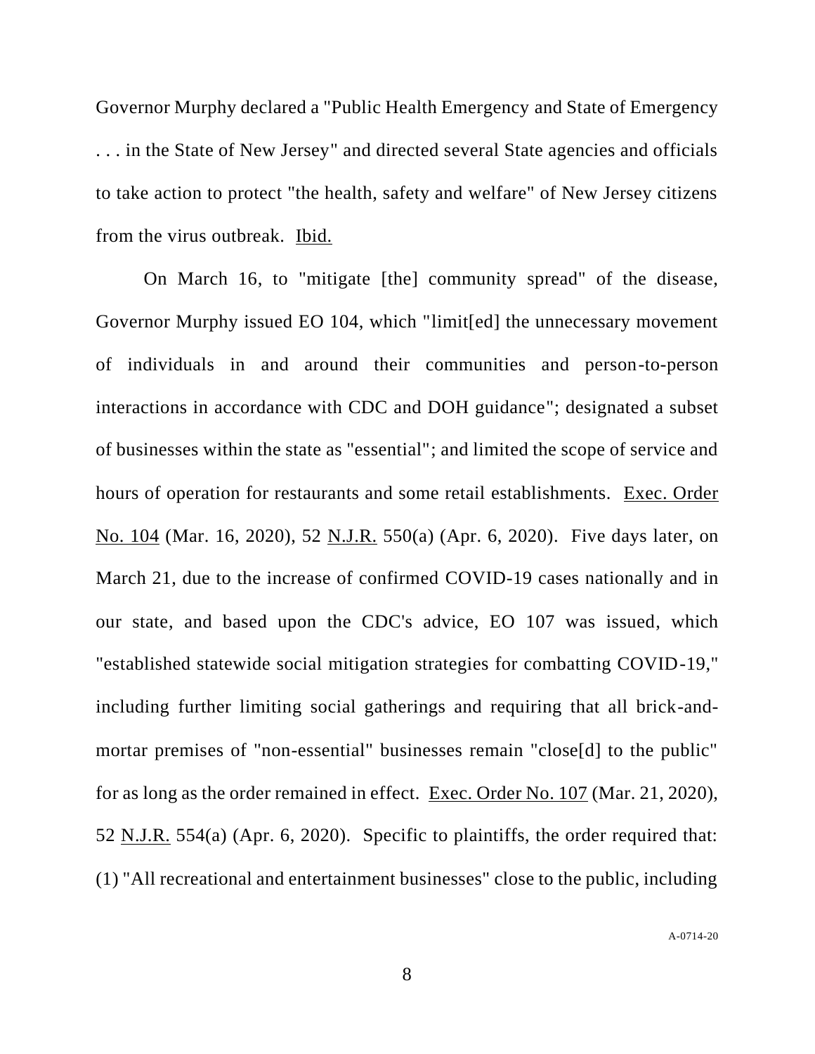Governor Murphy declared a "Public Health Emergency and State of Emergency . . . in the State of New Jersey" and directed several State agencies and officials to take action to protect "the health, safety and welfare" of New Jersey citizens from the virus outbreak. Ibid.

On March 16, to "mitigate [the] community spread" of the disease, Governor Murphy issued EO 104, which "limit[ed] the unnecessary movement of individuals in and around their communities and person-to-person interactions in accordance with CDC and DOH guidance"; designated a subset of businesses within the state as "essential"; and limited the scope of service and hours of operation for restaurants and some retail establishments. Exec. Order No. 104 (Mar. 16, 2020), 52 N.J.R. 550(a) (Apr. 6, 2020). Five days later, on March 21, due to the increase of confirmed COVID-19 cases nationally and in our state, and based upon the CDC's advice, EO 107 was issued, which "established statewide social mitigation strategies for combatting COVID-19," including further limiting social gatherings and requiring that all brick-and-mortar premises of "non-essential" businesses remain "close[d] to the public" for as long as the order remained in effect. Exec. Order No. 107 (Mar. 21, 2020), 52 N.J.R. 554(a) (Apr. 6, 2020). Specific to plaintiffs, the order required that: (1) "All recreational and entertainment businesses" close to the public, including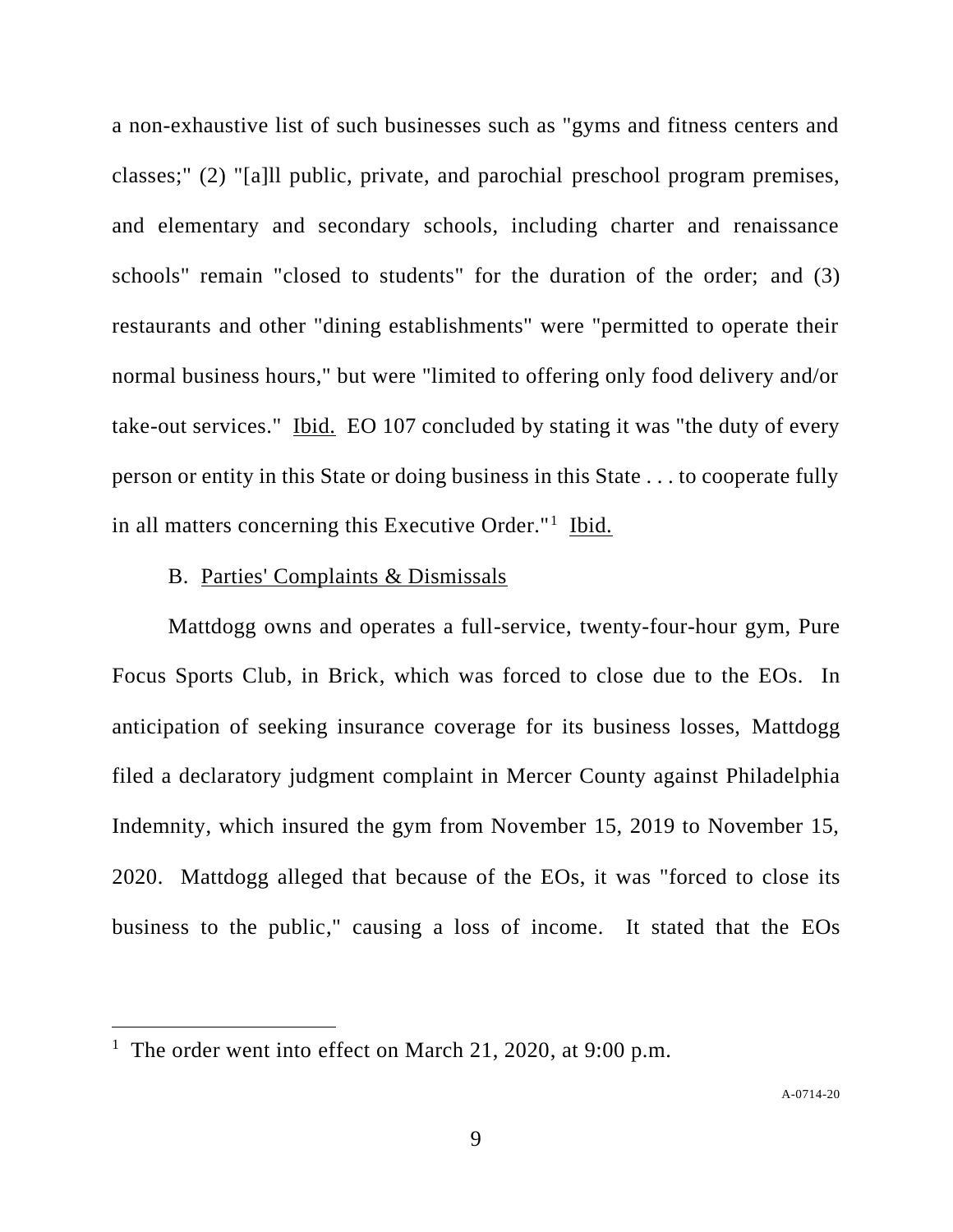a non-exhaustive list of such businesses such as "gyms and fitness centers and classes;" (2) "[a]ll public, private, and parochial preschool program premises, and elementary and secondary schools, including charter and renaissance schools" remain "closed to students" for the duration of the order; and (3) restaurants and other "dining establishments" were "permitted to operate their normal business hours," but were "limited to offering only food delivery and/or take-out services." Ibid. EO 107 concluded by stating it was "the duty of every person or entity in this State or doing business in this State . . . to cooperate fully in all matters concerning this Executive Order."[1] Ibid.

B. Parties' Complaints & Dismissals

Mattdogg owns and operates a full-service, twenty-four-hour gym, Pure Focus Sports Club, in Brick, which was forced to close due to the EOs. In anticipation of seeking insurance coverage for its business losses, Mattdogg filed a declaratory judgment complaint in Mercer County against Philadelphia Indemnity, which insured the gym from November 15, 2019 to November 15, 2020. Mattdogg alleged that because of the EOs, it was "forced to close its business to the public," causing a loss of income. It stated that the EOs

[1] The order went into effect on March 21, 2020, at 9:00 p.m.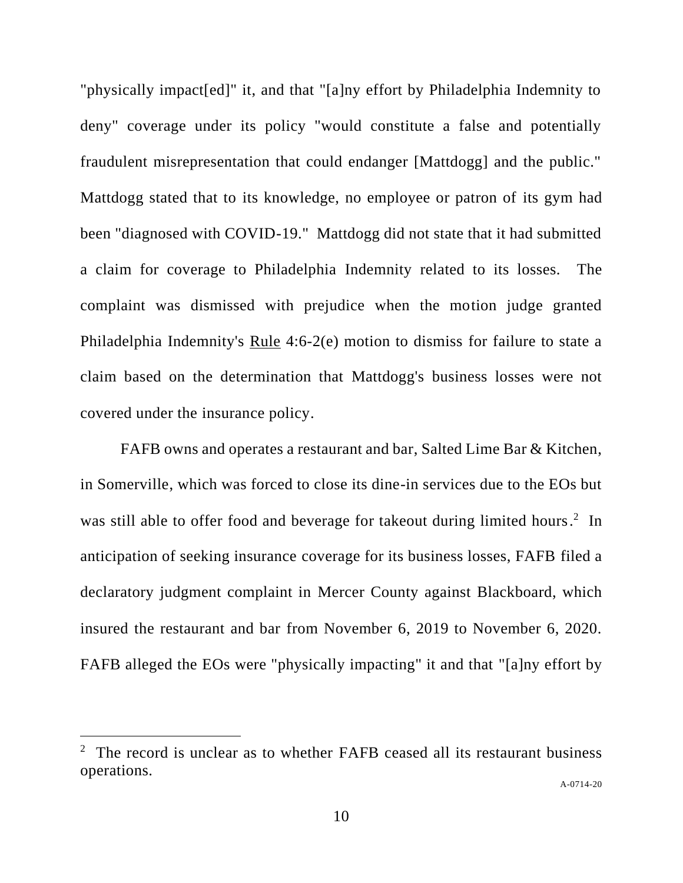"physically impact[ed]" it, and that "[a]ny effort by Philadelphia Indemnity to deny" coverage under its policy "would constitute a false and potentially fraudulent misrepresentation that could endanger [Mattdogg] and the public." Mattdogg stated that to its knowledge, no employee or patron of its gym had been "diagnosed with COVID-19." Mattdogg did not state that it had submitted a claim for coverage to Philadelphia Indemnity related to its losses. The complaint was dismissed with prejudice when the motion judge granted Philadelphia Indemnity's Rule 4:6-2(e) motion to dismiss for failure to state a claim based on the determination that Mattdogg's business losses were not covered under the insurance policy.

FAFB owns and operates a restaurant and bar, Salted Lime Bar & Kitchen, in Somerville, which was forced to close its dine-in services due to the EOs but was still able to offer food and beverage for takeout during limited hours.[2] In anticipation of seeking insurance coverage for its business losses, FAFB filed a declaratory judgment complaint in Mercer County against Blackboard, which insured the restaurant and bar from November 6, 2019 to November 6, 2020. FAFB alleged the EOs were "physically impacting" it and that "[a]ny effort by

[2] The record is unclear as to whether FAFB ceased all its restaurant business operations.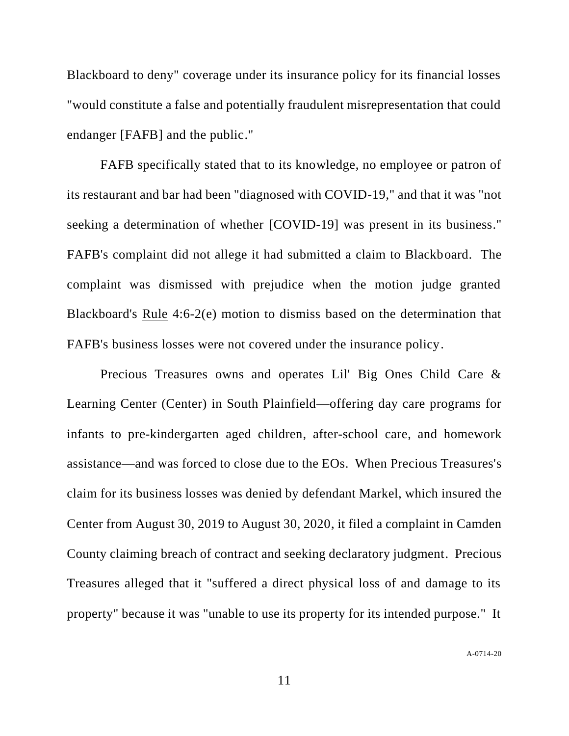Blackboard to deny" coverage under its insurance policy for its financial losses "would constitute a false and potentially fraudulent misrepresentation that could endanger [FAFB] and the public."

FAFB specifically stated that to its knowledge, no employee or patron of its restaurant and bar had been "diagnosed with COVID-19," and that it was "not seeking a determination of whether [COVID-19] was present in its business." FAFB's complaint did not allege it had submitted a claim to Blackboard. The complaint was dismissed with prejudice when the motion judge granted Blackboard's Rule 4:6-2(e) motion to dismiss based on the determination that FAFB's business losses were not covered under the insurance policy.

Precious Treasures owns and operates Lil' Big Ones Child Care & Learning Center (Center) in South Plainfield—offering day care programs for infants to pre-kindergarten aged children, after-school care, and homework assistance—and was forced to close due to the EOs. When Precious Treasures's claim for its business losses was denied by defendant Markel, which insured the Center from August 30, 2019 to August 30, 2020, it filed a complaint in Camden County claiming breach of contract and seeking declaratory judgment. Precious Treasures alleged that it "suffered a direct physical loss of and damage to its property" because it was "unable to use its property for its intended purpose." It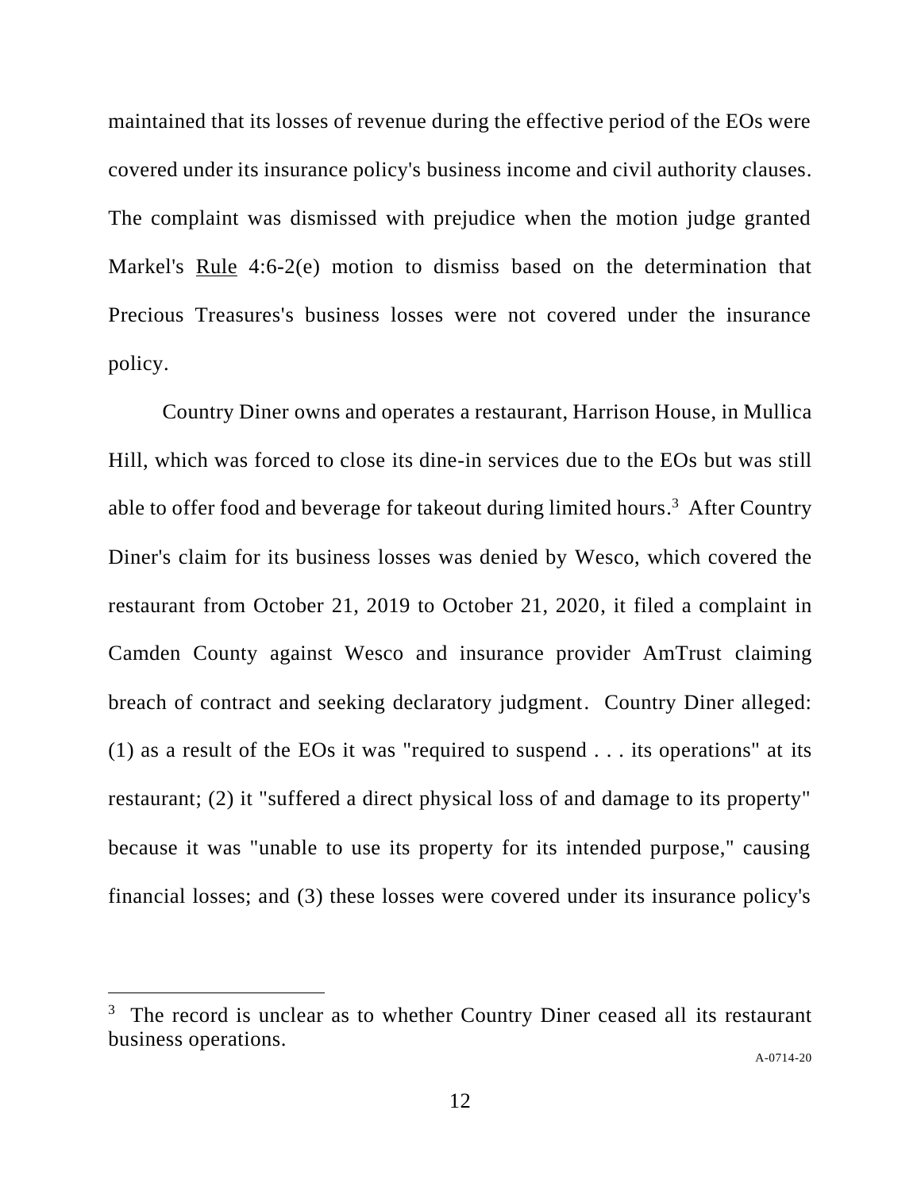maintained that its losses of revenue during the effective period of the EOs were covered under its insurance policy's business income and civil authority clauses. The complaint was dismissed with prejudice when the motion judge granted Markel's Rule 4:6-2(e) motion to dismiss based on the determination that Precious Treasures's business losses were not covered under the insurance policy.

Country Diner owns and operates a restaurant, Harrison House, in Mullica Hill, which was forced to close its dine-in services due to the EOs but was still able to offer food and beverage for takeout during limited hours.[3] After Country Diner's claim for its business losses was denied by Wesco, which covered the restaurant from October 21, 2019 to October 21, 2020, it filed a complaint in Camden County against Wesco and insurance provider AmTrust claiming breach of contract and seeking declaratory judgment. Country Diner alleged: (1) as a result of the EOs it was "required to suspend . . . its operations" at its restaurant; (2) it "suffered a direct physical loss of and damage to its property" because it was "unable to use its property for its intended purpose," causing financial losses; and (3) these losses were covered under its insurance policy's

---

[3] The record is unclear as to whether Country Diner ceased all its restaurant business operations.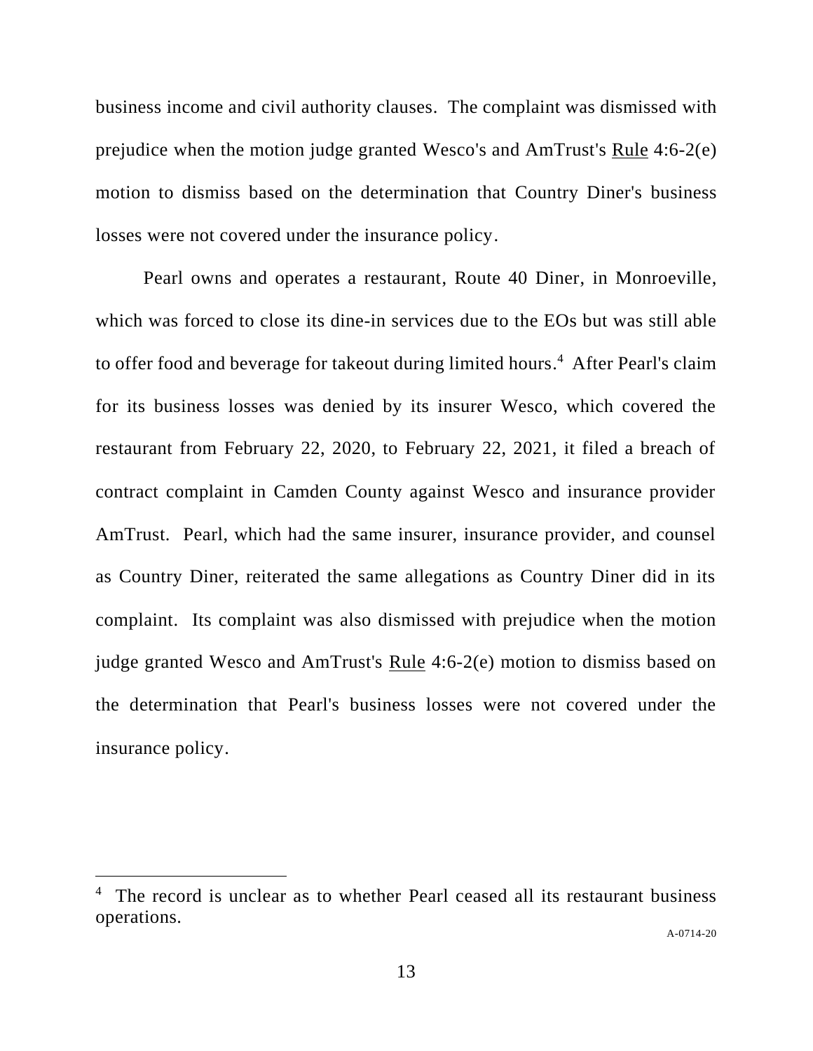business income and civil authority clauses. The complaint was dismissed with prejudice when the motion judge granted Wesco's and AmTrust's Rule 4:6-2(e) motion to dismiss based on the determination that Country Diner's business losses were not covered under the insurance policy.

Pearl owns and operates a restaurant, Route 40 Diner, in Monroeville, which was forced to close its dine-in services due to the EOs but was still able to offer food and beverage for takeout during limited hours.[4] After Pearl's claim for its business losses was denied by its insurer Wesco, which covered the restaurant from February 22, 2020, to February 22, 2021, it filed a breach of contract complaint in Camden County against Wesco and insurance provider AmTrust. Pearl, which had the same insurer, insurance provider, and counsel as Country Diner, reiterated the same allegations as Country Diner did in its complaint. Its complaint was also dismissed with prejudice when the motion judge granted Wesco and AmTrust's Rule 4:6-2(e) motion to dismiss based on the determination that Pearl's business losses were not covered under the insurance policy.

---

[4] The record is unclear as to whether Pearl ceased all its restaurant business operations.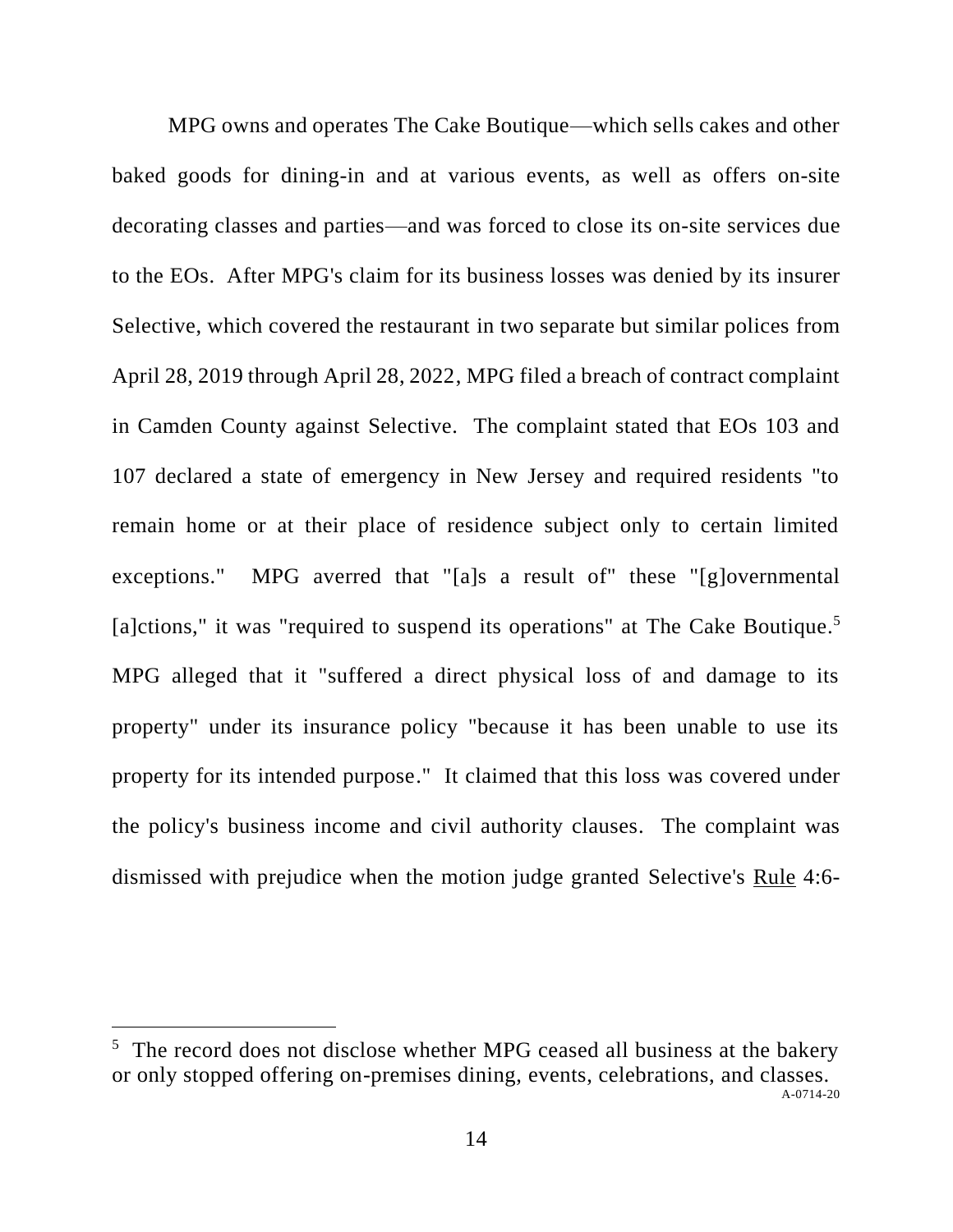MPG owns and operates The Cake Boutique—which sells cakes and other baked goods for dining-in and at various events, as well as offers on-site decorating classes and parties—and was forced to close its on-site services due to the EOs. After MPG's claim for its business losses was denied by its insurer Selective, which covered the restaurant in two separate but similar polices from April 28, 2019 through April 28, 2022, MPG filed a breach of contract complaint in Camden County against Selective. The complaint stated that EOs 103 and 107 declared a state of emergency in New Jersey and required residents "to remain home or at their place of residence subject only to certain limited exceptions." MPG averred that "[a]s a result of" these "[g]overnmental [a]ctions," it was "required to suspend its operations" at The Cake Boutique.[5] MPG alleged that it "suffered a direct physical loss of and damage to its property" under its insurance policy "because it has been unable to use its property for its intended purpose." It claimed that this loss was covered under the policy's business income and civil authority clauses. The complaint was dismissed with prejudice when the motion judge granted Selective's Rule 4:6-

[5] The record does not disclose whether MPG ceased all business at the bakery or only stopped offering on-premises dining, events, celebrations, and classes.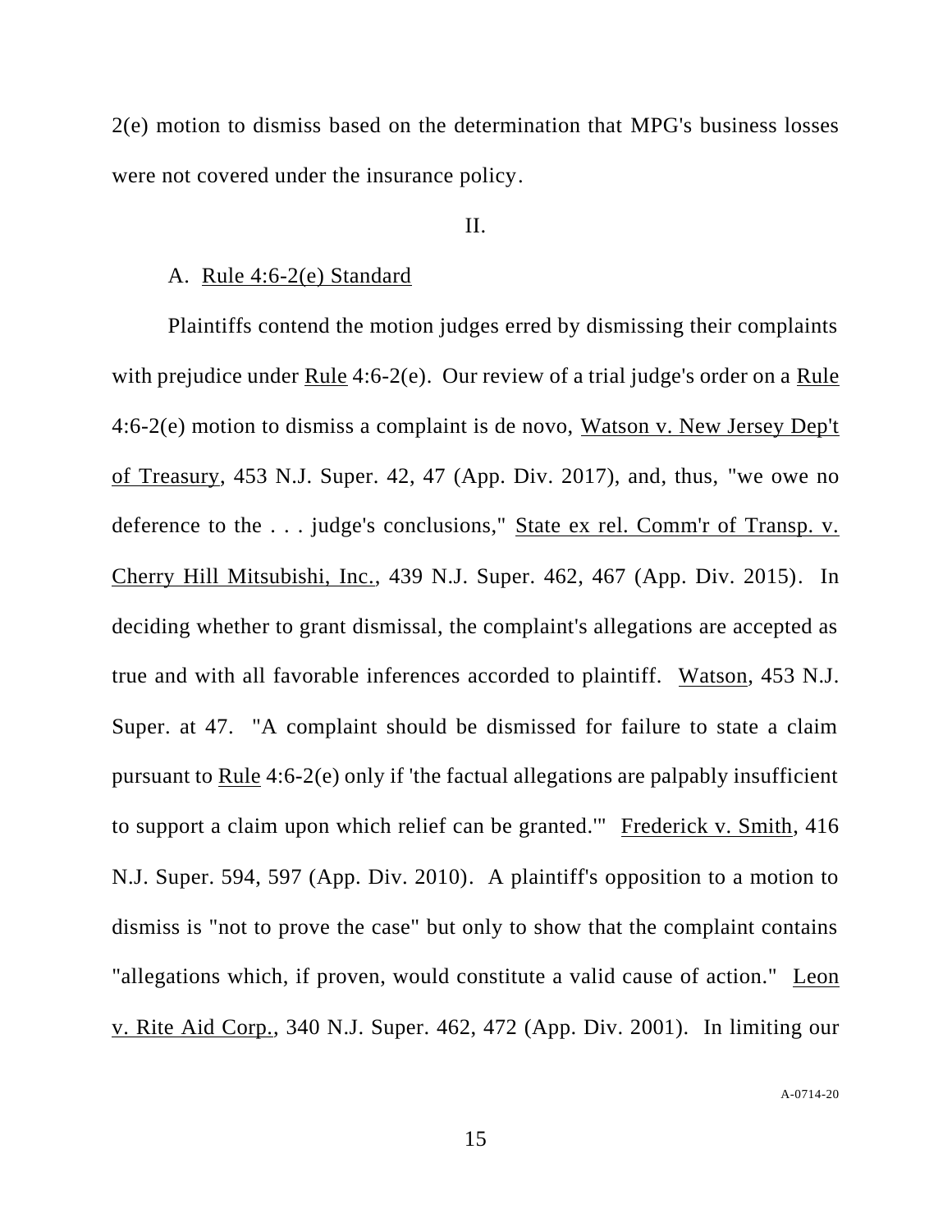2(e) motion to dismiss based on the determination that MPG's business losses were not covered under the insurance policy.

II.

A. Rule 4:6-2(e) Standard

Plaintiffs contend the motion judges erred by dismissing their complaints with prejudice under Rule 4:6-2(e). Our review of a trial judge's order on a Rule 4:6-2(e) motion to dismiss a complaint is de novo, Watson v. New Jersey Dep't of Treasury, 453 N.J. Super. 42, 47 (App. Div. 2017), and, thus, "we owe no deference to the . . . judge's conclusions," State ex rel. Comm'r of Transp. v. Cherry Hill Mitsubishi, Inc., 439 N.J. Super. 462, 467 (App. Div. 2015). In deciding whether to grant dismissal, the complaint's allegations are accepted as true and with all favorable inferences accorded to plaintiff. Watson, 453 N.J. Super. at 47. "A complaint should be dismissed for failure to state a claim pursuant to Rule 4:6-2(e) only if 'the factual allegations are palpably insufficient to support a claim upon which relief can be granted.'" Frederick v. Smith, 416 N.J. Super. 594, 597 (App. Div. 2010). A plaintiff's opposition to a motion to dismiss is "not to prove the case" but only to show that the complaint contains "allegations which, if proven, would constitute a valid cause of action." Leon v. Rite Aid Corp., 340 N.J. Super. 462, 472 (App. Div. 2001). In limiting our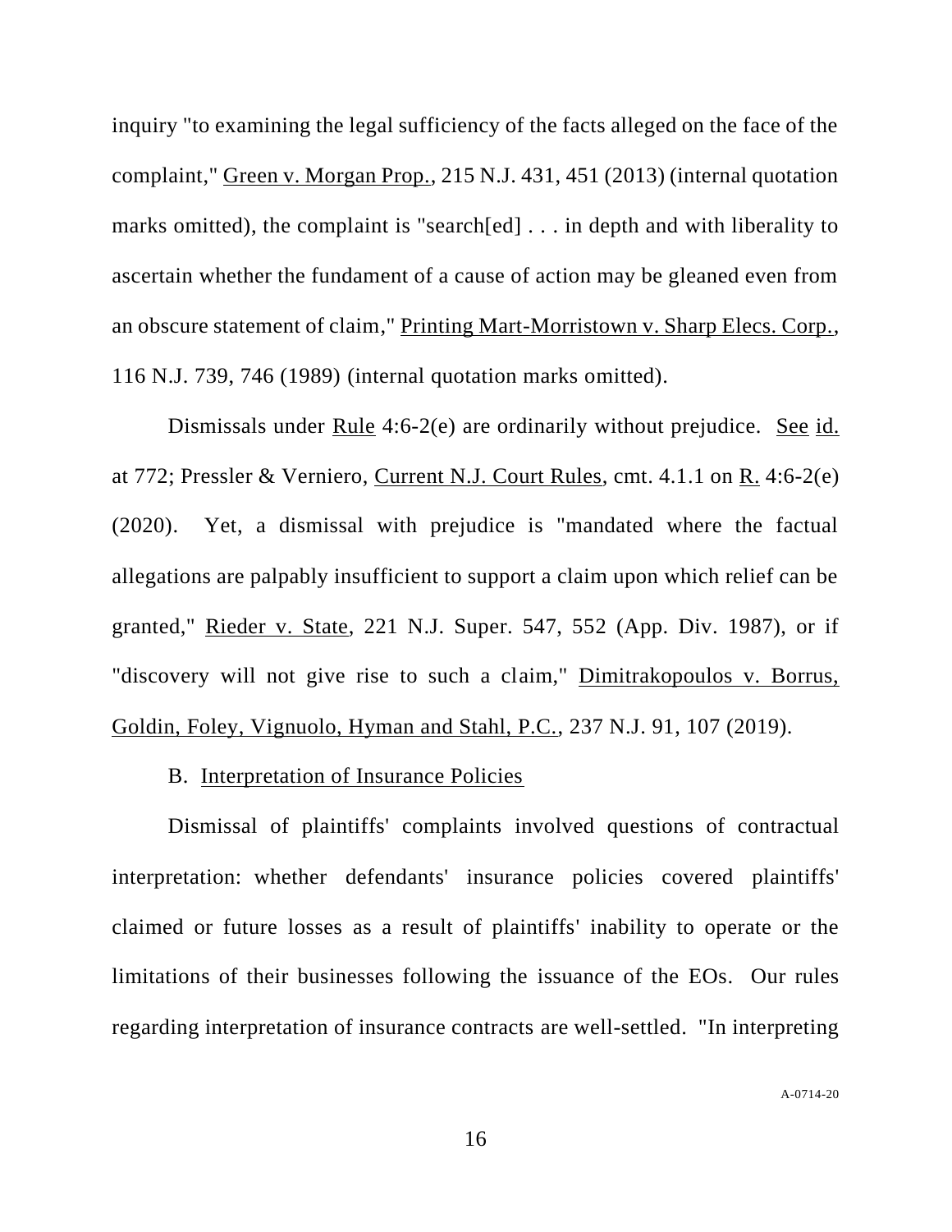inquiry "to examining the legal sufficiency of the facts alleged on the face of the complaint," Green v. Morgan Prop., 215 N.J. 431, 451 (2013) (internal quotation marks omitted), the complaint is "search[ed] . . . in depth and with liberality to ascertain whether the fundament of a cause of action may be gleaned even from an obscure statement of claim," Printing Mart-Morristown v. Sharp Elecs. Corp., 116 N.J. 739, 746 (1989) (internal quotation marks omitted).

Dismissals under Rule 4:6-2(e) are ordinarily without prejudice. See id. at 772; Pressler & Verniero, Current N.J. Court Rules, cmt. 4.1.1 on R. 4:6-2(e) (2020). Yet, a dismissal with prejudice is "mandated where the factual allegations are palpably insufficient to support a claim upon which relief can be granted," Rieder v. State, 221 N.J. Super. 547, 552 (App. Div. 1987), or if "discovery will not give rise to such a claim," Dimitrakopoulos v. Borrus, Goldin, Foley, Vignuolo, Hyman and Stahl, P.C., 237 N.J. 91, 107 (2019).

B. Interpretation of Insurance Policies

Dismissal of plaintiffs' complaints involved questions of contractual interpretation: whether defendants' insurance policies covered plaintiffs' claimed or future losses as a result of plaintiffs' inability to operate or the limitations of their businesses following the issuance of the EOs. Our rules regarding interpretation of insurance contracts are well-settled. "In interpreting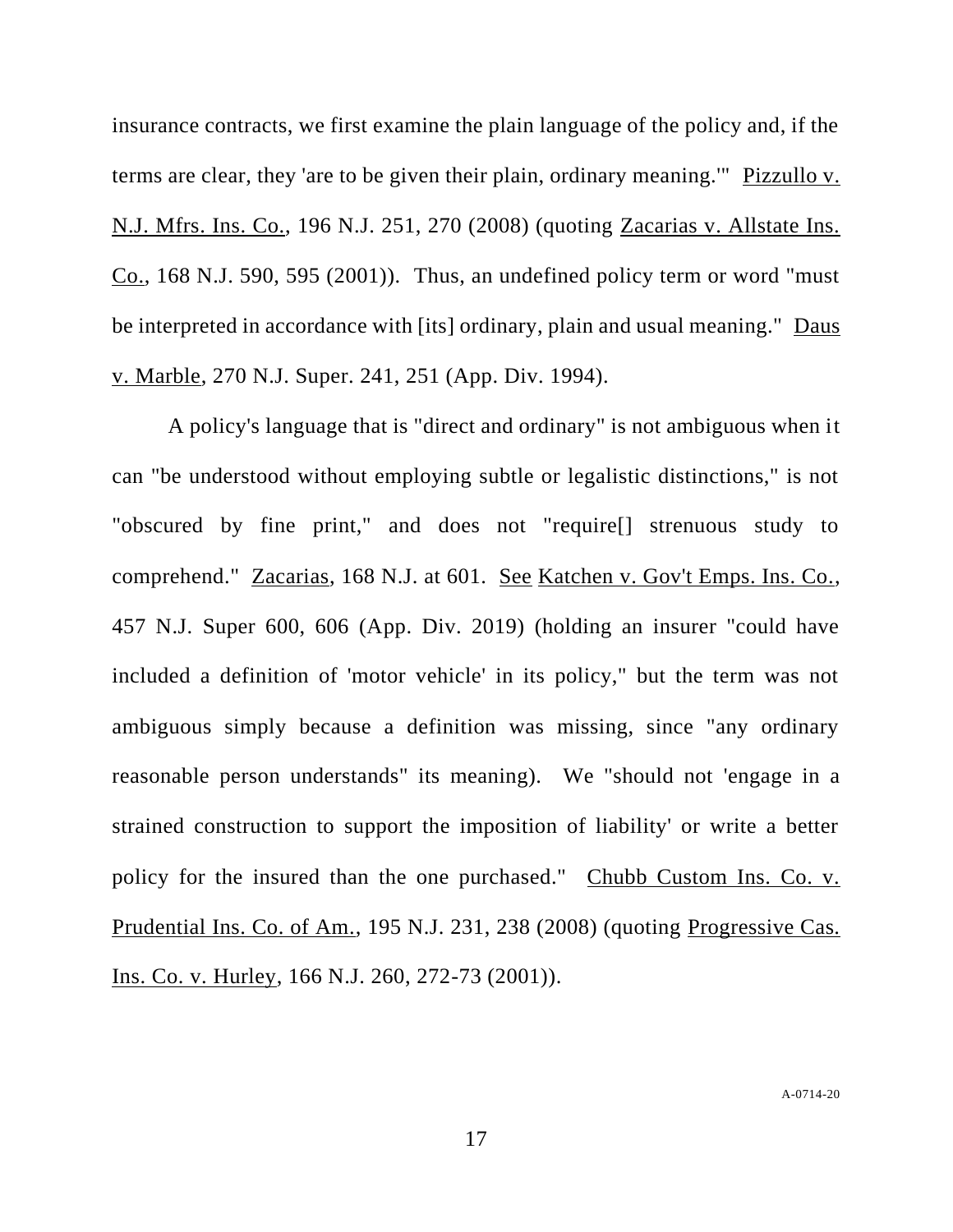insurance contracts, we first examine the plain language of the policy and, if the terms are clear, they 'are to be given their plain, ordinary meaning.'" Pizzullo v. N.J. Mfrs. Ins. Co., 196 N.J. 251, 270 (2008) (quoting Zacarias v. Allstate Ins. Co., 168 N.J. 590, 595 (2001)). Thus, an undefined policy term or word "must be interpreted in accordance with [its] ordinary, plain and usual meaning." Daus v. Marble, 270 N.J. Super. 241, 251 (App. Div. 1994).

A policy's language that is "direct and ordinary" is not ambiguous when it can "be understood without employing subtle or legalistic distinctions," is not "obscured by fine print," and does not "require[] strenuous study to comprehend." Zacarias, 168 N.J. at 601. See Katchen v. Gov't Emps. Ins. Co., 457 N.J. Super 600, 606 (App. Div. 2019) (holding an insurer "could have included a definition of 'motor vehicle' in its policy," but the term was not ambiguous simply because a definition was missing, since "any ordinary reasonable person understands" its meaning). We "should not 'engage in a strained construction to support the imposition of liability' or write a better policy for the insured than the one purchased." Chubb Custom Ins. Co. v. Prudential Ins. Co. of Am., 195 N.J. 231, 238 (2008) (quoting Progressive Cas. Ins. Co. v. Hurley, 166 N.J. 260, 272-73 (2001)).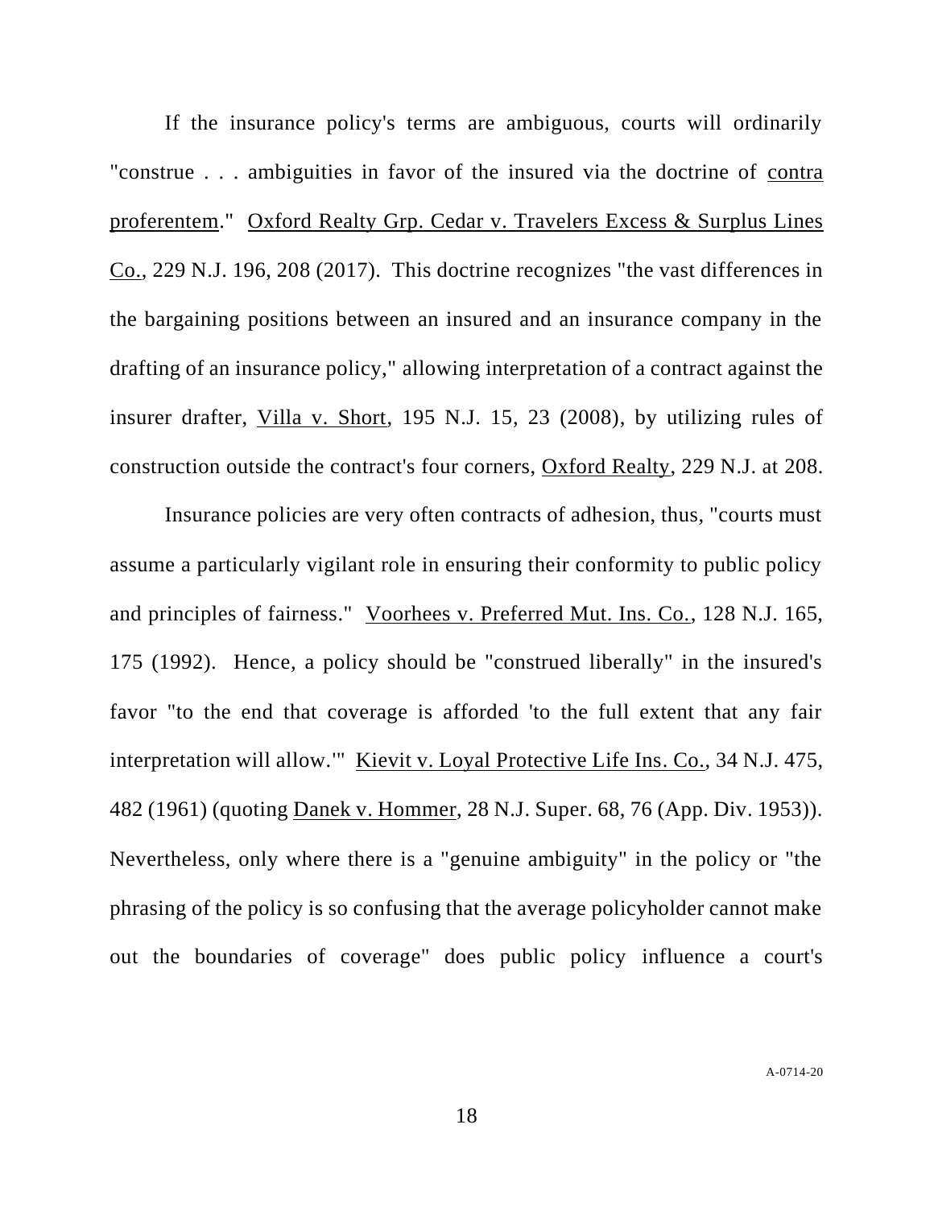If the insurance policy's terms are ambiguous, courts will ordinarily "construe . . . ambiguities in favor of the insured via the doctrine of contra proferentem." Oxford Realty Grp. Cedar v. Travelers Excess & Surplus Lines Co., 229 N.J. 196, 208 (2017). This doctrine recognizes "the vast differences in the bargaining positions between an insured and an insurance company in the drafting of an insurance policy," allowing interpretation of a contract against the insurer drafter, Villa v. Short, 195 N.J. 15, 23 (2008), by utilizing rules of construction outside the contract's four corners, Oxford Realty, 229 N.J. at 208.

Insurance policies are very often contracts of adhesion, thus, "courts must assume a particularly vigilant role in ensuring their conformity to public policy and principles of fairness." Voorhees v. Preferred Mut. Ins. Co., 128 N.J. 165, 175 (1992). Hence, a policy should be "construed liberally" in the insured's favor "to the end that coverage is afforded 'to the full extent that any fair interpretation will allow.'" Kievit v. Loyal Protective Life Ins. Co., 34 N.J. 475, 482 (1961) (quoting Danek v. Hommer, 28 N.J. Super. 68, 76 (App. Div. 1953)). Nevertheless, only where there is a "genuine ambiguity" in the policy or "the phrasing of the policy is so confusing that the average policyholder cannot make out the boundaries of coverage" does public policy influence a court's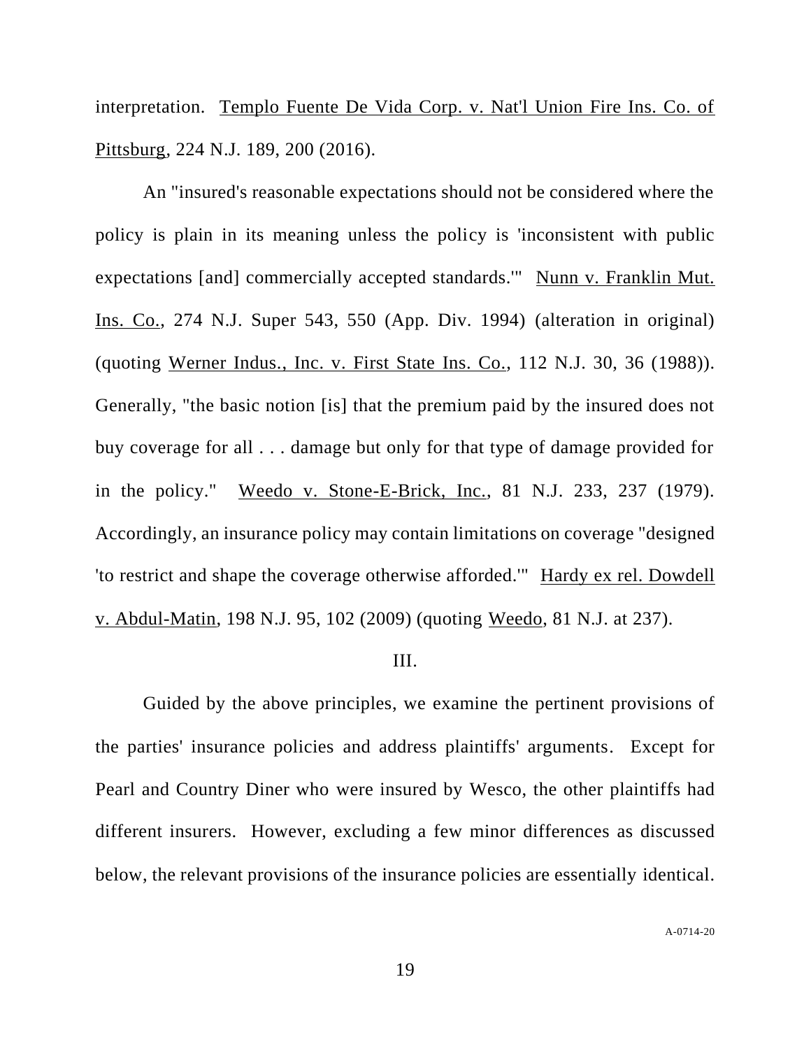interpretation. Templo Fuente De Vida Corp. v. Nat'l Union Fire Ins. Co. of Pittsburg, 224 N.J. 189, 200 (2016).

An "insured's reasonable expectations should not be considered where the policy is plain in its meaning unless the policy is 'inconsistent with public expectations [and] commercially accepted standards.'" Nunn v. Franklin Mut. Ins. Co., 274 N.J. Super 543, 550 (App. Div. 1994) (alteration in original) (quoting Werner Indus., Inc. v. First State Ins. Co., 112 N.J. 30, 36 (1988)). Generally, "the basic notion [is] that the premium paid by the insured does not buy coverage for all . . . damage but only for that type of damage provided for in the policy." Weedo v. Stone-E-Brick, Inc., 81 N.J. 233, 237 (1979). Accordingly, an insurance policy may contain limitations on coverage "designed 'to restrict and shape the coverage otherwise afforded.'" Hardy ex rel. Dowdell v. Abdul-Matin, 198 N.J. 95, 102 (2009) (quoting Weedo, 81 N.J. at 237).

## III.

Guided by the above principles, we examine the pertinent provisions of the parties' insurance policies and address plaintiffs' arguments. Except for Pearl and Country Diner who were insured by Wesco, the other plaintiffs had different insurers. However, excluding a few minor differences as discussed below, the relevant provisions of the insurance policies are essentially identical.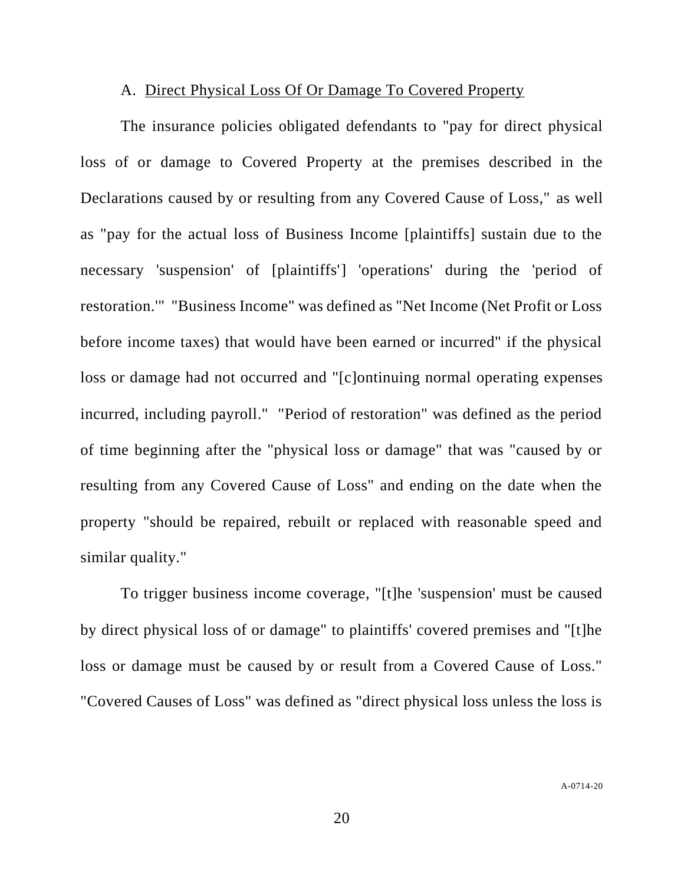A. Direct Physical Loss Of Or Damage To Covered Property

The insurance policies obligated defendants to "pay for direct physical loss of or damage to Covered Property at the premises described in the Declarations caused by or resulting from any Covered Cause of Loss," as well as "pay for the actual loss of Business Income [plaintiffs] sustain due to the necessary 'suspension' of [plaintiffs'] 'operations' during the 'period of restoration.'" "Business Income" was defined as "Net Income (Net Profit or Loss before income taxes) that would have been earned or incurred" if the physical loss or damage had not occurred and "[c]ontinuing normal operating expenses incurred, including payroll." "Period of restoration" was defined as the period of time beginning after the "physical loss or damage" that was "caused by or resulting from any Covered Cause of Loss" and ending on the date when the property "should be repaired, rebuilt or replaced with reasonable speed and similar quality."

To trigger business income coverage, "[t]he 'suspension' must be caused by direct physical loss of or damage" to plaintiffs' covered premises and "[t]he loss or damage must be caused by or result from a Covered Cause of Loss." "Covered Causes of Loss" was defined as "direct physical loss unless the loss is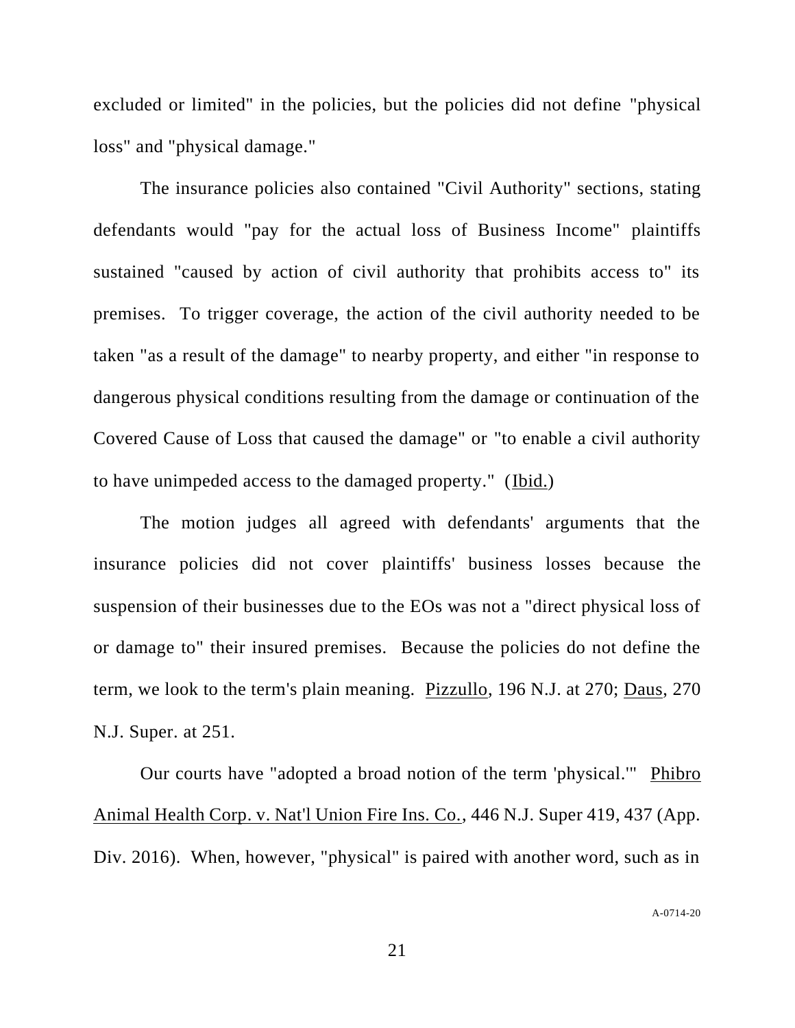excluded or limited" in the policies, but the policies did not define "physical loss" and "physical damage."

The insurance policies also contained "Civil Authority" sections, stating defendants would "pay for the actual loss of Business Income" plaintiffs sustained "caused by action of civil authority that prohibits access to" its premises. To trigger coverage, the action of the civil authority needed to be taken "as a result of the damage" to nearby property, and either "in response to dangerous physical conditions resulting from the damage or continuation of the Covered Cause of Loss that caused the damage" or "to enable a civil authority to have unimpeded access to the damaged property." (Ibid.)

The motion judges all agreed with defendants' arguments that the insurance policies did not cover plaintiffs' business losses because the suspension of their businesses due to the EOs was not a "direct physical loss of or damage to" their insured premises. Because the policies do not define the term, we look to the term's plain meaning. Pizzullo, 196 N.J. at 270; Daus, 270 N.J. Super. at 251.

Our courts have "adopted a broad notion of the term 'physical.'" Phibro Animal Health Corp. v. Nat'l Union Fire Ins. Co., 446 N.J. Super 419, 437 (App. Div. 2016). When, however, "physical" is paired with another word, such as in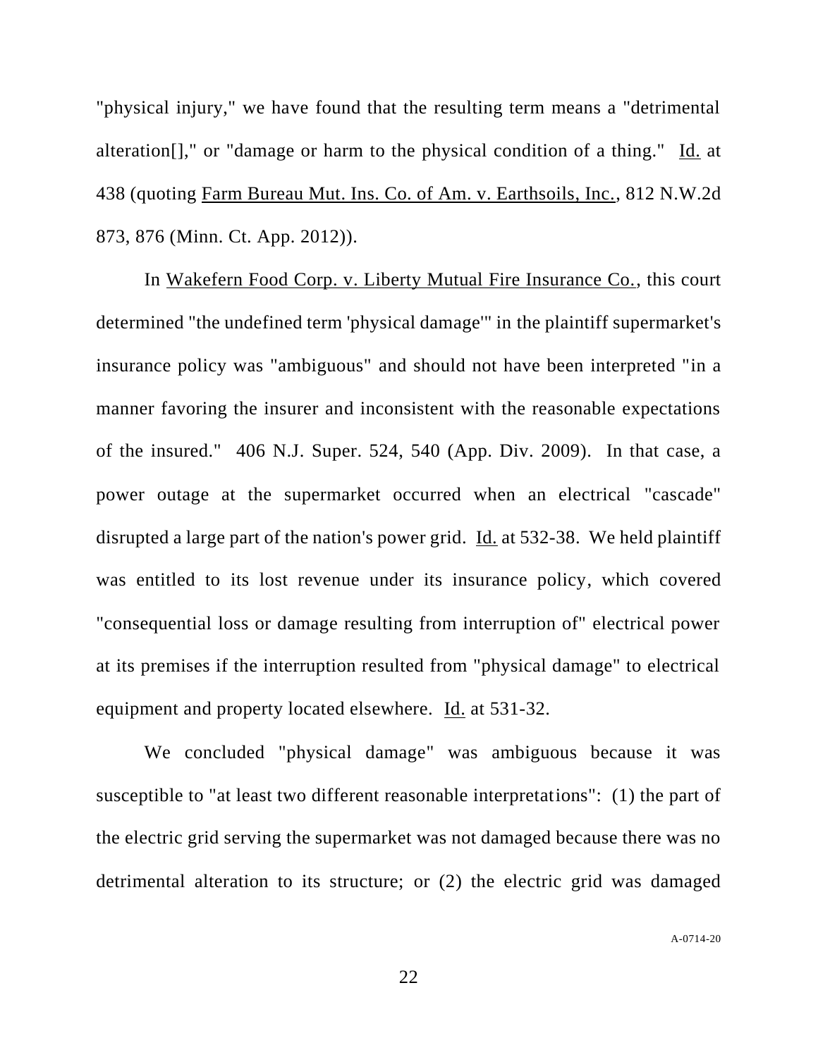"physical injury," we have found that the resulting term means a "detrimental alteration[]," or "damage or harm to the physical condition of a thing." Id. at 438 (quoting Farm Bureau Mut. Ins. Co. of Am. v. Earthsoils, Inc., 812 N.W.2d 873, 876 (Minn. Ct. App. 2012)).

In Wakefern Food Corp. v. Liberty Mutual Fire Insurance Co., this court determined "the undefined term 'physical damage'" in the plaintiff supermarket's insurance policy was "ambiguous" and should not have been interpreted "in a manner favoring the insurer and inconsistent with the reasonable expectations of the insured." 406 N.J. Super. 524, 540 (App. Div. 2009). In that case, a power outage at the supermarket occurred when an electrical "cascade" disrupted a large part of the nation's power grid. Id. at 532-38. We held plaintiff was entitled to its lost revenue under its insurance policy, which covered "consequential loss or damage resulting from interruption of" electrical power at its premises if the interruption resulted from "physical damage" to electrical equipment and property located elsewhere. Id. at 531-32.

We concluded "physical damage" was ambiguous because it was susceptible to "at least two different reasonable interpretations": (1) the part of the electric grid serving the supermarket was not damaged because there was no detrimental alteration to its structure; or (2) the electric grid was damaged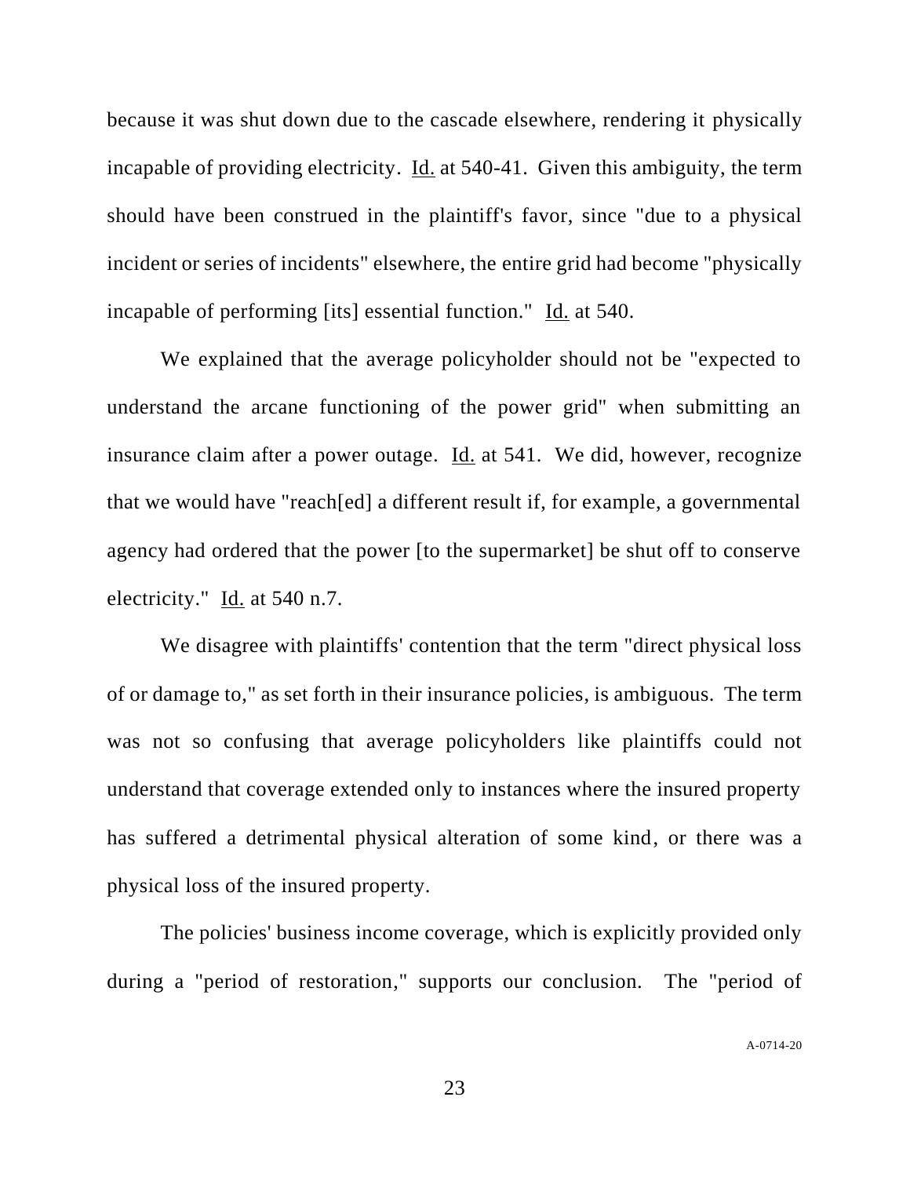because it was shut down due to the cascade elsewhere, rendering it physically incapable of providing electricity. Id. at 540-41. Given this ambiguity, the term should have been construed in the plaintiff's favor, since "due to a physical incident or series of incidents" elsewhere, the entire grid had become "physically incapable of performing [its] essential function." Id. at 540.

We explained that the average policyholder should not be "expected to understand the arcane functioning of the power grid" when submitting an insurance claim after a power outage. Id. at 541. We did, however, recognize that we would have "reach[ed] a different result if, for example, a governmental agency had ordered that the power [to the supermarket] be shut off to conserve electricity." Id. at 540 n.7.

We disagree with plaintiffs' contention that the term "direct physical loss of or damage to," as set forth in their insurance policies, is ambiguous. The term was not so confusing that average policyholders like plaintiffs could not understand that coverage extended only to instances where the insured property has suffered a detrimental physical alteration of some kind, or there was a physical loss of the insured property.

The policies' business income coverage, which is explicitly provided only during a "period of restoration," supports our conclusion. The "period of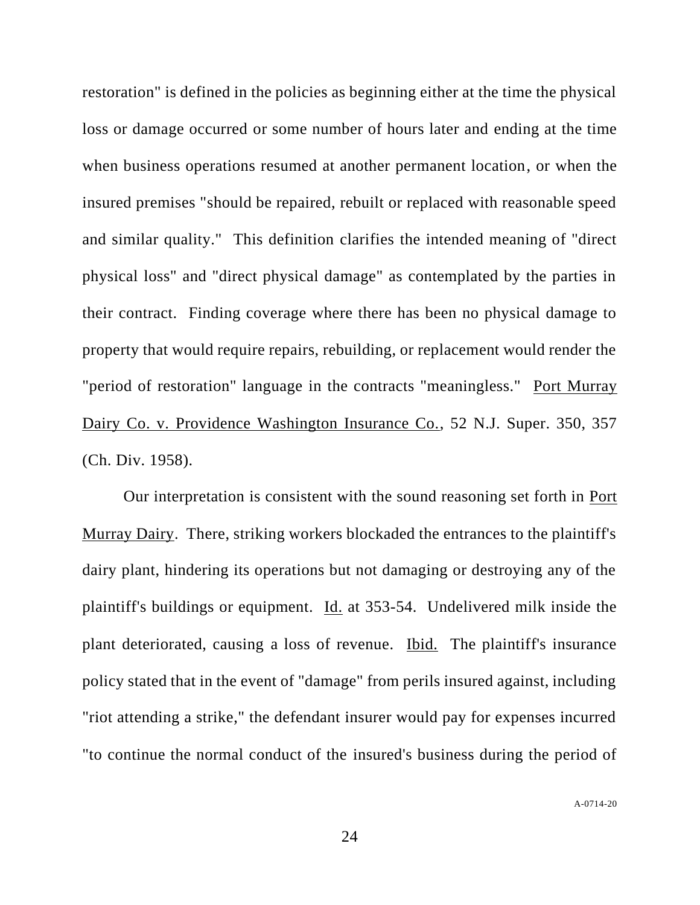restoration" is defined in the policies as beginning either at the time the physical loss or damage occurred or some number of hours later and ending at the time when business operations resumed at another permanent location, or when the insured premises "should be repaired, rebuilt or replaced with reasonable speed and similar quality." This definition clarifies the intended meaning of "direct physical loss" and "direct physical damage" as contemplated by the parties in their contract. Finding coverage where there has been no physical damage to property that would require repairs, rebuilding, or replacement would render the "period of restoration" language in the contracts "meaningless." Port Murray Dairy Co. v. Providence Washington Insurance Co., 52 N.J. Super. 350, 357 (Ch. Div. 1958).

Our interpretation is consistent with the sound reasoning set forth in Port Murray Dairy. There, striking workers blockaded the entrances to the plaintiff's dairy plant, hindering its operations but not damaging or destroying any of the plaintiff's buildings or equipment. Id. at 353-54. Undelivered milk inside the plant deteriorated, causing a loss of revenue. Ibid. The plaintiff's insurance policy stated that in the event of "damage" from perils insured against, including "riot attending a strike," the defendant insurer would pay for expenses incurred "to continue the normal conduct of the insured's business during the period of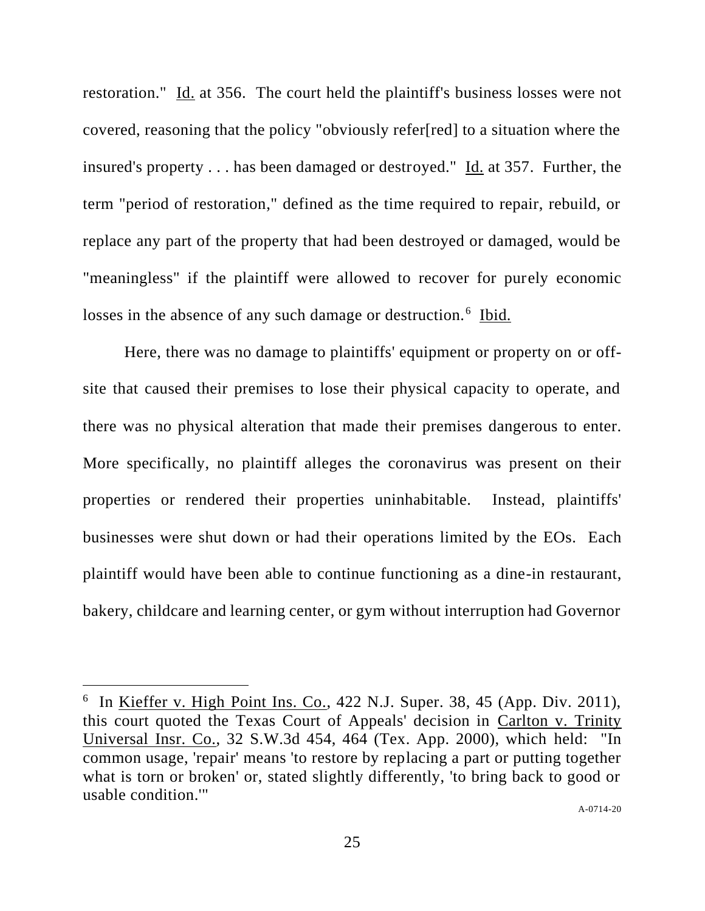restoration." Id. at 356. The court held the plaintiff's business losses were not covered, reasoning that the policy "obviously refer[red] to a situation where the insured's property . . . has been damaged or destroyed." Id. at 357. Further, the term "period of restoration," defined as the time required to repair, rebuild, or replace any part of the property that had been destroyed or damaged, would be "meaningless" if the plaintiff were allowed to recover for purely economic losses in the absence of any such damage or destruction.[6] Ibid.

Here, there was no damage to plaintiffs' equipment or property on or off-site that caused their premises to lose their physical capacity to operate, and there was no physical alteration that made their premises dangerous to enter. More specifically, no plaintiff alleges the coronavirus was present on their properties or rendered their properties uninhabitable. Instead, plaintiffs' businesses were shut down or had their operations limited by the EOs. Each plaintiff would have been able to continue functioning as a dine-in restaurant, bakery, childcare and learning center, or gym without interruption had Governor

---

[6] In Kieffer v. High Point Ins. Co., 422 N.J. Super. 38, 45 (App. Div. 2011), this court quoted the Texas Court of Appeals' decision in Carlton v. Trinity Universal Insr. Co., 32 S.W.3d 454, 464 (Tex. App. 2000), which held: "In common usage, 'repair' means 'to restore by replacing a part or putting together what is torn or broken' or, stated slightly differently, 'to bring back to good or usable condition.'"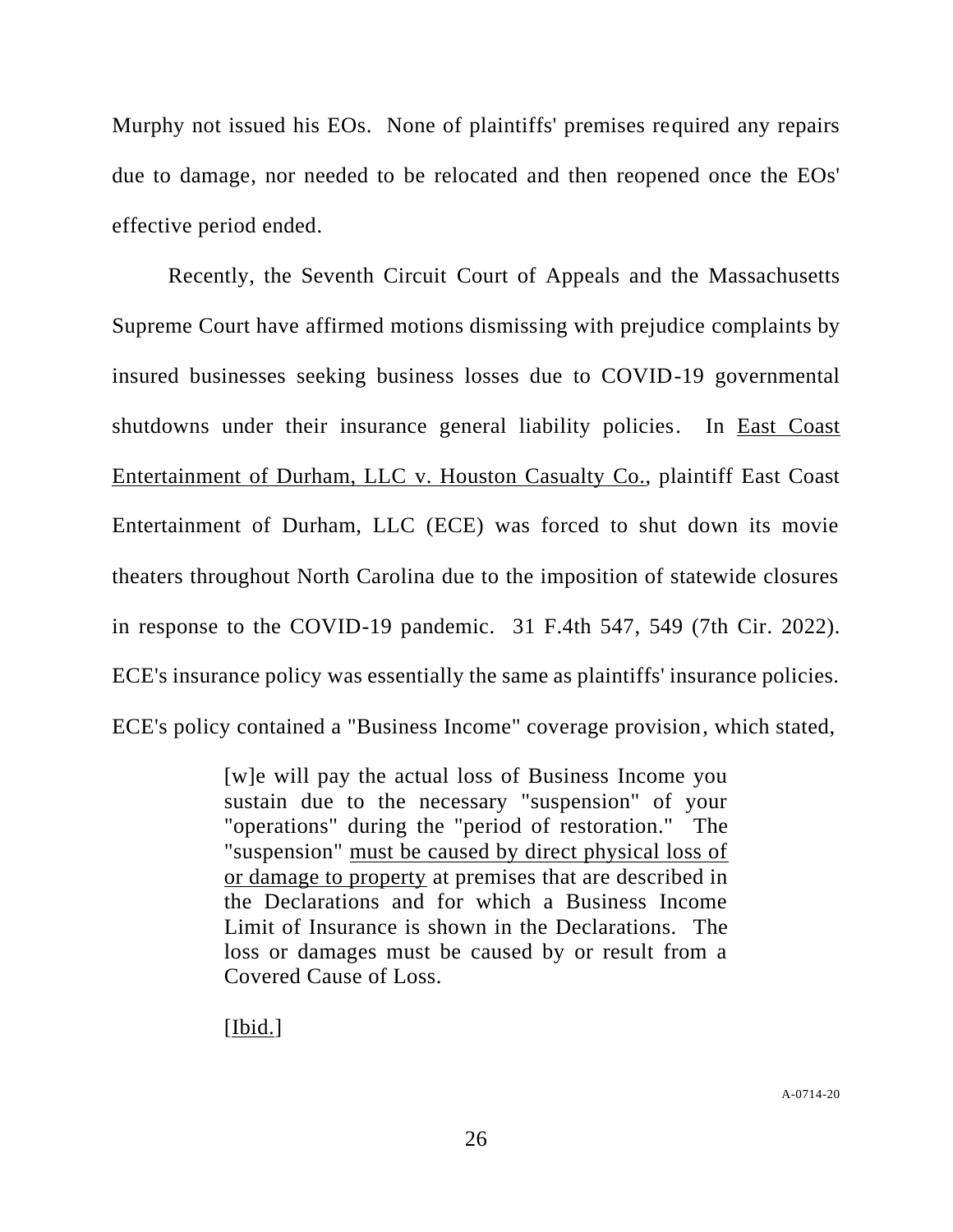Murphy not issued his EOs. None of plaintiffs' premises required any repairs due to damage, nor needed to be relocated and then reopened once the EOs' effective period ended.

Recently, the Seventh Circuit Court of Appeals and the Massachusetts Supreme Court have affirmed motions dismissing with prejudice complaints by insured businesses seeking business losses due to COVID-19 governmental shutdowns under their insurance general liability policies. In East Coast Entertainment of Durham, LLC v. Houston Casualty Co., plaintiff East Coast Entertainment of Durham, LLC (ECE) was forced to shut down its movie theaters throughout North Carolina due to the imposition of statewide closures in response to the COVID-19 pandemic. 31 F.4th 547, 549 (7th Cir. 2022). ECE's insurance policy was essentially the same as plaintiffs' insurance policies. ECE's policy contained a "Business Income" coverage provision, which stated,

> [w]e will pay the actual loss of Business Income you sustain due to the necessary "suspension" of your "operations" during the "period of restoration." The "suspension" must be caused by direct physical loss of or damage to property at premises that are described in the Declarations and for which a Business Income Limit of Insurance is shown in the Declarations. The loss or damages must be caused by or result from a Covered Cause of Loss.
>
> [Ibid.]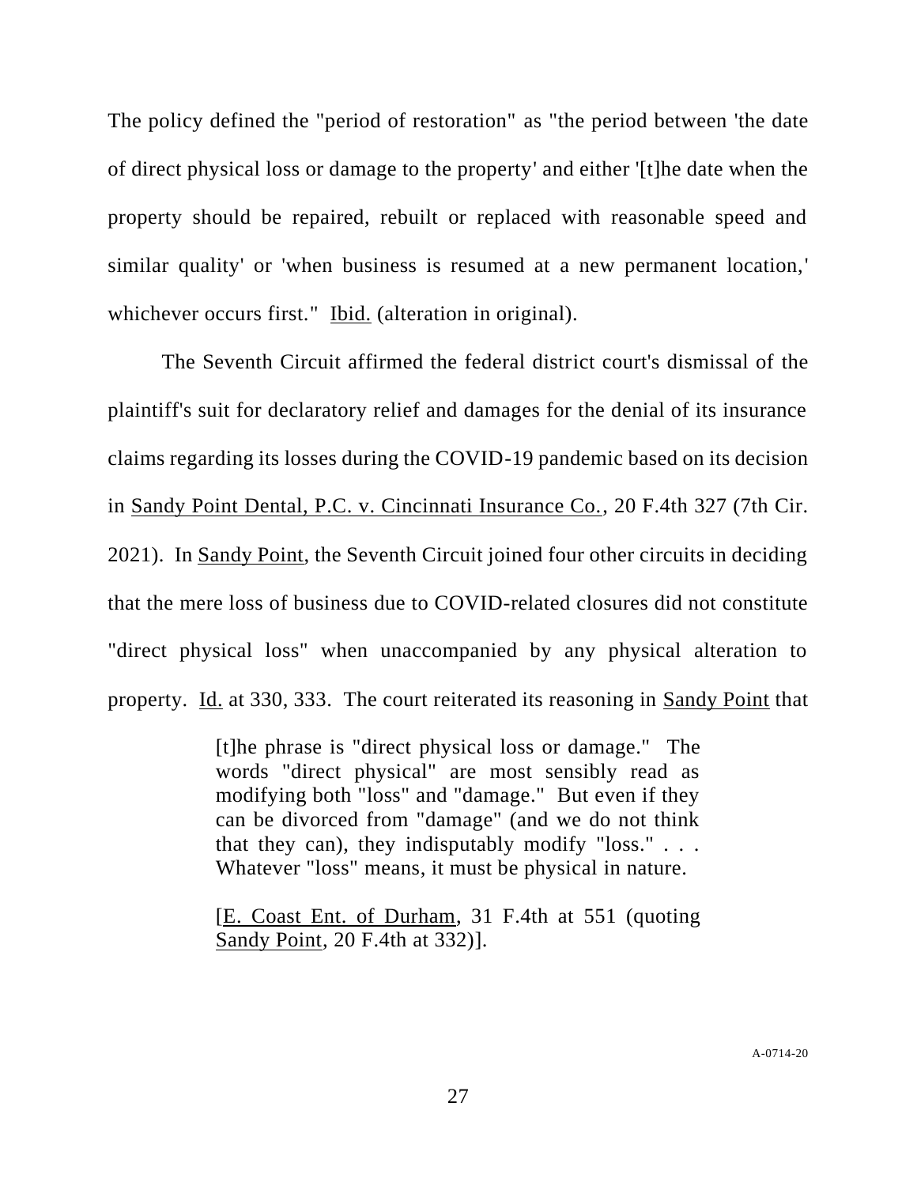The policy defined the "period of restoration" as "the period between 'the date of direct physical loss or damage to the property' and either '[t]he date when the property should be repaired, rebuilt or replaced with reasonable speed and similar quality' or 'when business is resumed at a new permanent location,' whichever occurs first." Ibid. (alteration in original).

The Seventh Circuit affirmed the federal district court's dismissal of the plaintiff's suit for declaratory relief and damages for the denial of its insurance claims regarding its losses during the COVID-19 pandemic based on its decision in Sandy Point Dental, P.C. v. Cincinnati Insurance Co., 20 F.4th 327 (7th Cir. 2021). In Sandy Point, the Seventh Circuit joined four other circuits in deciding that the mere loss of business due to COVID-related closures did not constitute "direct physical loss" when unaccompanied by any physical alteration to property. Id. at 330, 333. The court reiterated its reasoning in Sandy Point that

> [t]he phrase is "direct physical loss or damage." The words "direct physical" are most sensibly read as modifying both "loss" and "damage." But even if they can be divorced from "damage" (and we do not think that they can), they indisputably modify "loss." . . . Whatever "loss" means, it must be physical in nature.
>
> [E. Coast Ent. of Durham, 31 F.4th at 551 (quoting Sandy Point, 20 F.4th at 332)].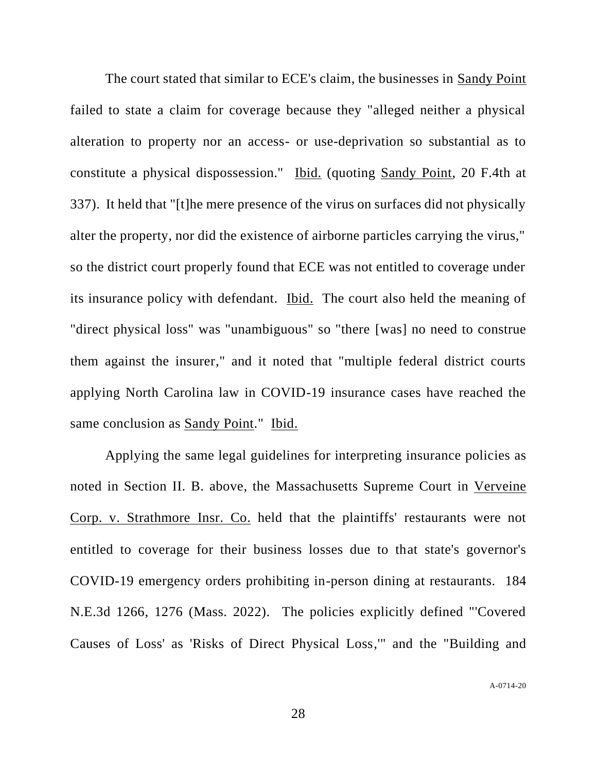The court stated that similar to ECE's claim, the businesses in Sandy Point failed to state a claim for coverage because they "alleged neither a physical alteration to property nor an access- or use-deprivation so substantial as to constitute a physical dispossession." Ibid. (quoting Sandy Point, 20 F.4th at 337). It held that "[t]he mere presence of the virus on surfaces did not physically alter the property, nor did the existence of airborne particles carrying the virus," so the district court properly found that ECE was not entitled to coverage under its insurance policy with defendant. Ibid. The court also held the meaning of "direct physical loss" was "unambiguous" so "there [was] no need to construe them against the insurer," and it noted that "multiple federal district courts applying North Carolina law in COVID-19 insurance cases have reached the same conclusion as Sandy Point." Ibid.

Applying the same legal guidelines for interpreting insurance policies as noted in Section II. B. above, the Massachusetts Supreme Court in Verveine Corp. v. Strathmore Insr. Co. held that the plaintiffs' restaurants were not entitled to coverage for their business losses due to that state's governor's COVID-19 emergency orders prohibiting in-person dining at restaurants. 184 N.E.3d 1266, 1276 (Mass. 2022). The policies explicitly defined "'Covered Causes of Loss' as 'Risks of Direct Physical Loss,'" and the "Building and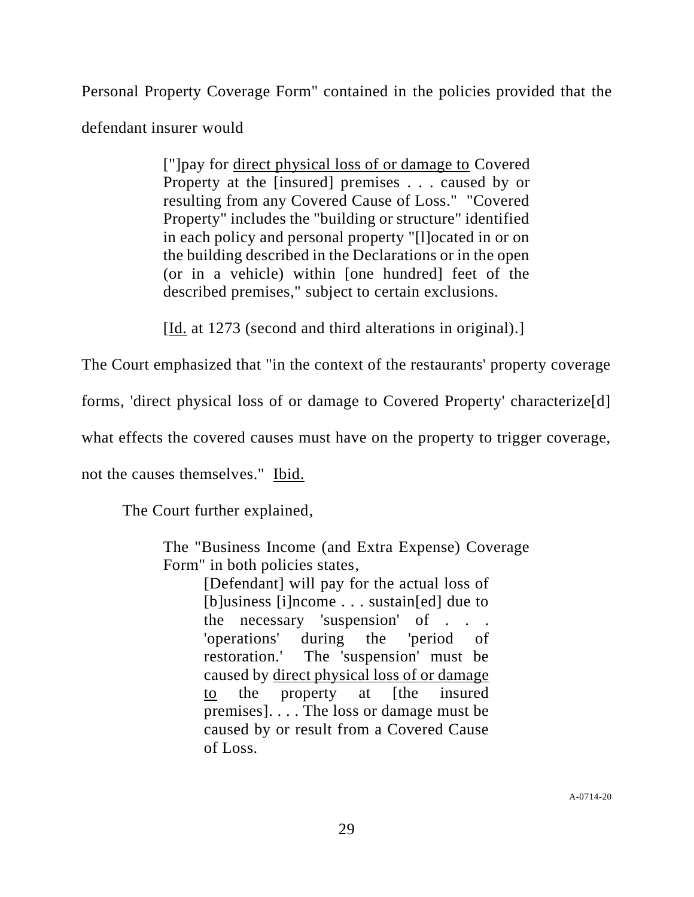Personal Property Coverage Form" contained in the policies provided that the defendant insurer would

> ["]pay for <u>direct physical loss of or damage to</u> Covered Property at the [insured] premises . . . caused by or resulting from any Covered Cause of Loss." "Covered Property" includes the "building or structure" identified in each policy and personal property "[l]ocated in or on the building described in the Declarations or in the open (or in a vehicle) within [one hundred] feet of the described premises," subject to certain exclusions.
>
> [<u>Id.</u> at 1273 (second and third alterations in original).]

The Court emphasized that "in the context of the restaurants' property coverage forms, 'direct physical loss of or damage to Covered Property' characterize[d] what effects the covered causes must have on the property to trigger coverage, not the causes themselves." <u>Ibid.</u>

The Court further explained,

> The "Business Income (and Extra Expense) Coverage Form" in both policies states,
>
> > [Defendant] will pay for the actual loss of [b]usiness [i]ncome . . . sustain[ed] due to the necessary 'suspension' of . . . 'operations' during the 'period of restoration.' The 'suspension' must be caused by <u>direct physical loss of or damage to</u> the property at [the insured premises]. . . . The loss or damage must be caused by or result from a Covered Cause of Loss.

A-0714-20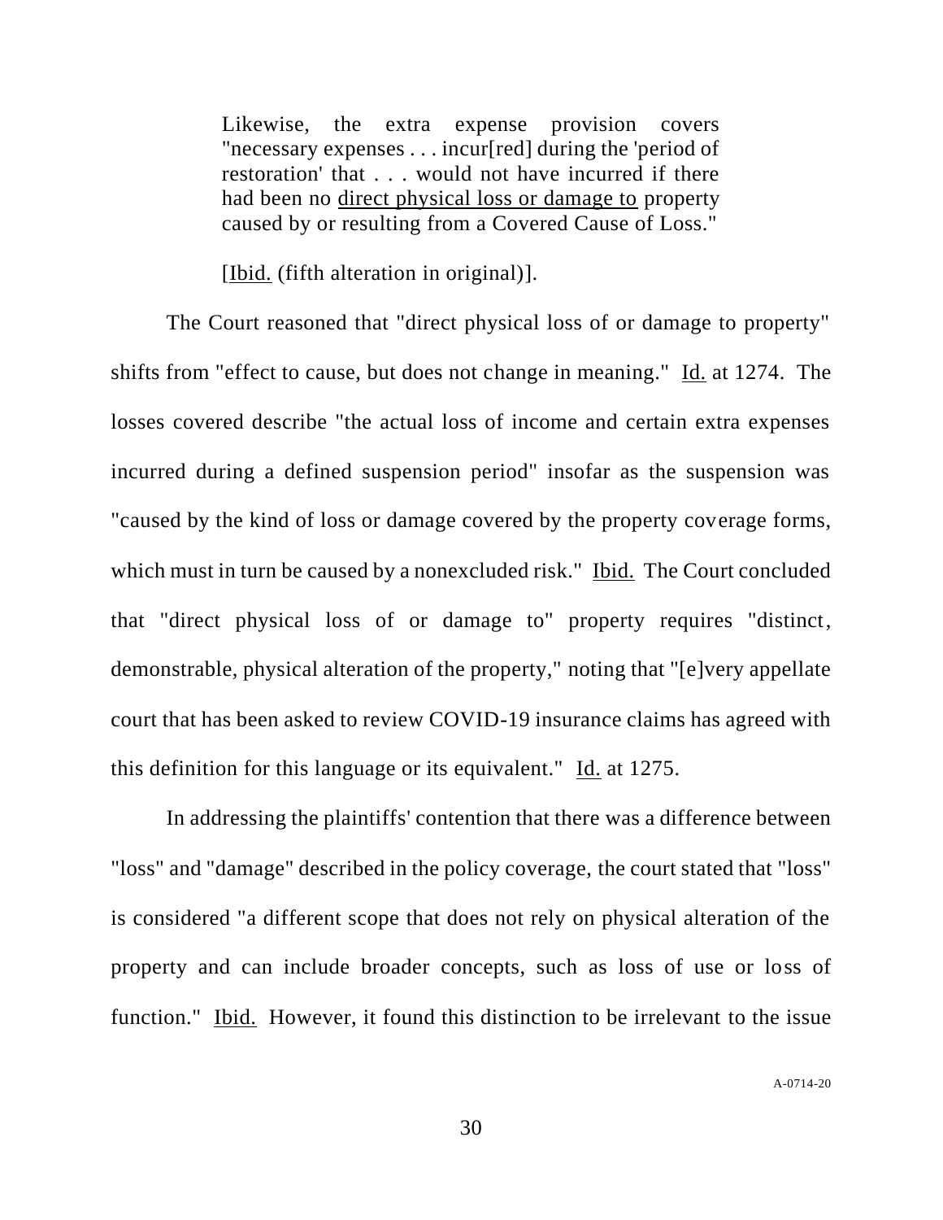> Likewise, the extra expense provision covers "necessary expenses . . . incur[red] during the 'period of restoration' that . . . would not have incurred if there had been no <u>direct physical loss or damage to</u> property caused by or resulting from a Covered Cause of Loss."
>
> [<u>Ibid.</u> (fifth alteration in original)].

The Court reasoned that "direct physical loss of or damage to property" shifts from "effect to cause, but does not change in meaning." <u>Id.</u> at 1274. The losses covered describe "the actual loss of income and certain extra expenses incurred during a defined suspension period" insofar as the suspension was "caused by the kind of loss or damage covered by the property coverage forms, which must in turn be caused by a nonexcluded risk." <u>Ibid.</u> The Court concluded that "direct physical loss of or damage to" property requires "distinct, demonstrable, physical alteration of the property," noting that "[e]very appellate court that has been asked to review COVID-19 insurance claims has agreed with this definition for this language or its equivalent." <u>Id.</u> at 1275.

In addressing the plaintiffs' contention that there was a difference between "loss" and "damage" described in the policy coverage, the court stated that "loss" is considered "a different scope that does not rely on physical alteration of the property and can include broader concepts, such as loss of use or loss of function." <u>Ibid.</u> However, it found this distinction to be irrelevant to the issue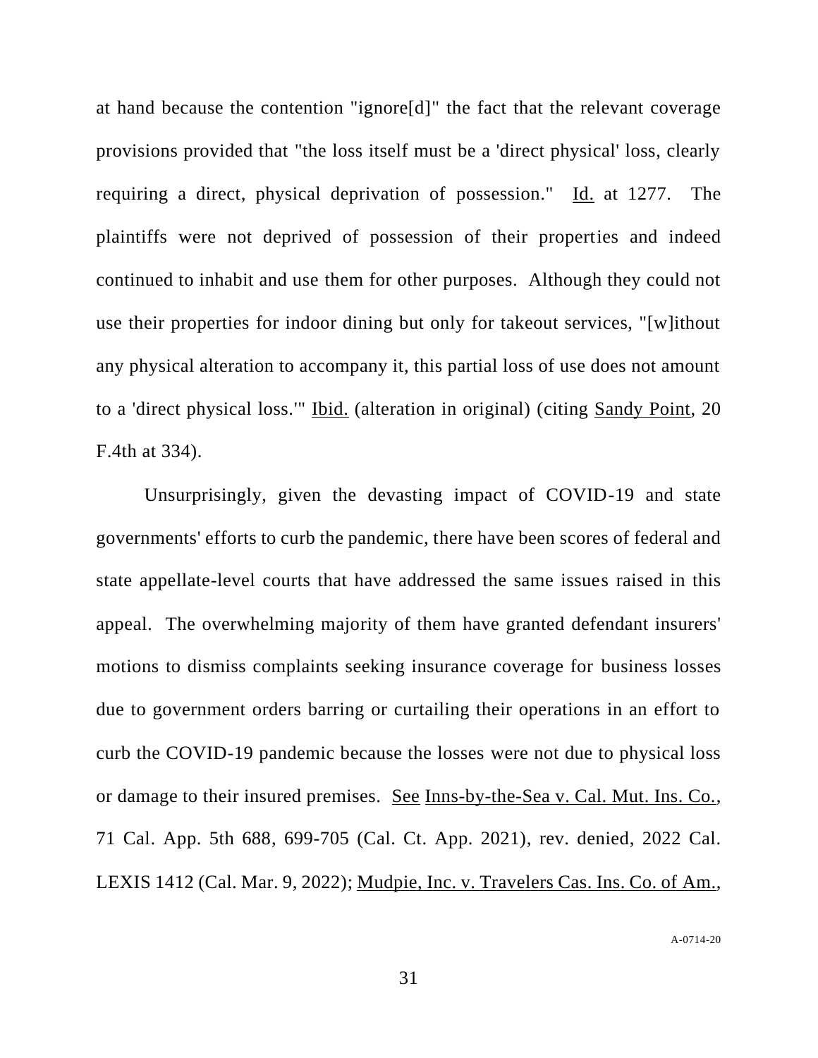at hand because the contention "ignore[d]" the fact that the relevant coverage provisions provided that "the loss itself must be a 'direct physical' loss, clearly requiring a direct, physical deprivation of possession." Id. at 1277. The plaintiffs were not deprived of possession of their properties and indeed continued to inhabit and use them for other purposes. Although they could not use their properties for indoor dining but only for takeout services, "[w]ithout any physical alteration to accompany it, this partial loss of use does not amount to a 'direct physical loss.'" Ibid. (alteration in original) (citing Sandy Point, 20 F.4th at 334).

Unsurprisingly, given the devasting impact of COVID-19 and state governments' efforts to curb the pandemic, there have been scores of federal and state appellate-level courts that have addressed the same issues raised in this appeal. The overwhelming majority of them have granted defendant insurers' motions to dismiss complaints seeking insurance coverage for business losses due to government orders barring or curtailing their operations in an effort to curb the COVID-19 pandemic because the losses were not due to physical loss or damage to their insured premises. See Inns-by-the-Sea v. Cal. Mut. Ins. Co., 71 Cal. App. 5th 688, 699-705 (Cal. Ct. App. 2021), rev. denied, 2022 Cal. LEXIS 1412 (Cal. Mar. 9, 2022); Mudpie, Inc. v. Travelers Cas. Ins. Co. of Am.,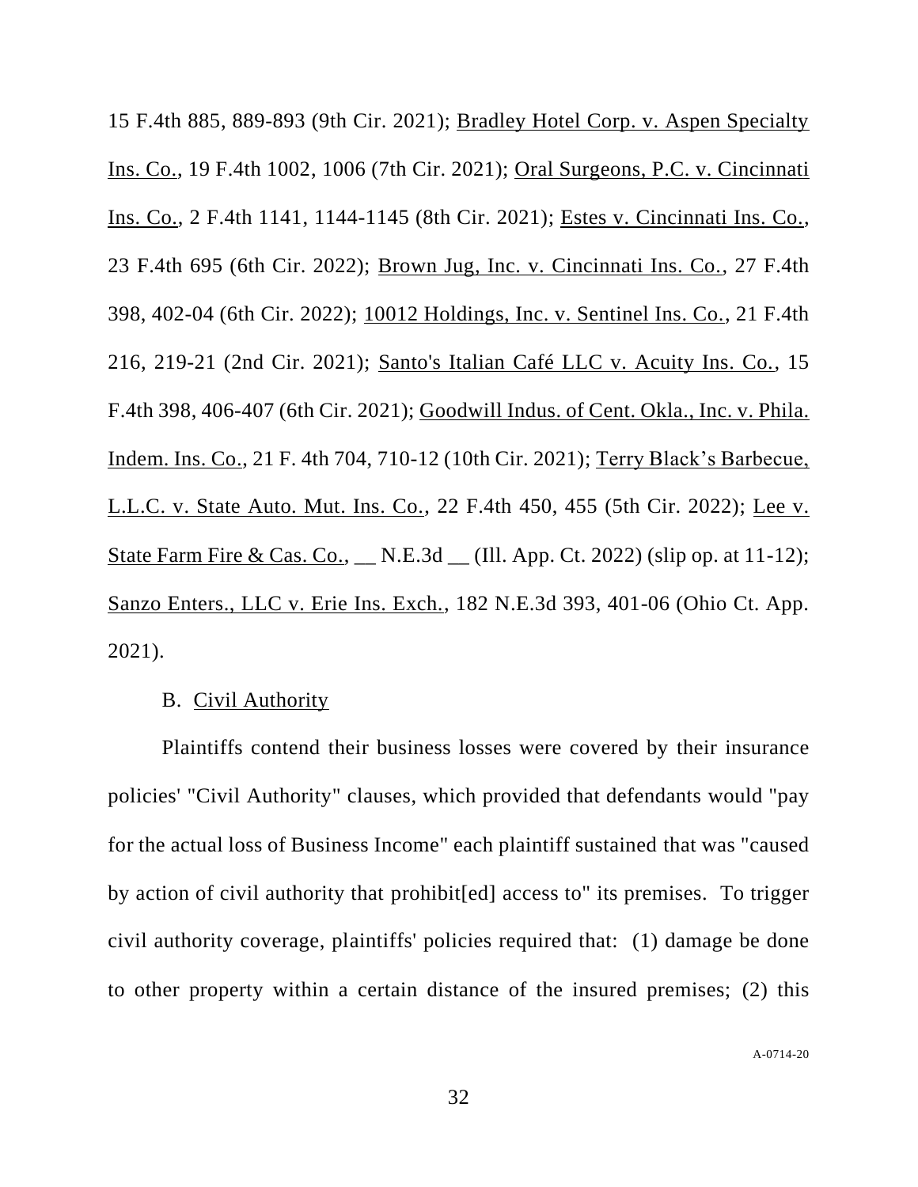15 F.4th 885, 889-893 (9th Cir. 2021); Bradley Hotel Corp. v. Aspen Specialty Ins. Co., 19 F.4th 1002, 1006 (7th Cir. 2021); Oral Surgeons, P.C. v. Cincinnati Ins. Co., 2 F.4th 1141, 1144-1145 (8th Cir. 2021); Estes v. Cincinnati Ins. Co., 23 F.4th 695 (6th Cir. 2022); Brown Jug, Inc. v. Cincinnati Ins. Co., 27 F.4th 398, 402-04 (6th Cir. 2022); 10012 Holdings, Inc. v. Sentinel Ins. Co., 21 F.4th 216, 219-21 (2nd Cir. 2021); Santo's Italian Café LLC v. Acuity Ins. Co., 15 F.4th 398, 406-407 (6th Cir. 2021); Goodwill Indus. of Cent. Okla., Inc. v. Phila. Indem. Ins. Co., 21 F. 4th 704, 710-12 (10th Cir. 2021); Terry Black's Barbecue, L.L.C. v. State Auto. Mut. Ins. Co., 22 F.4th 450, 455 (5th Cir. 2022); Lee v. State Farm Fire & Cas. Co., __ N.E.3d __ (Ill. App. Ct. 2022) (slip op. at 11-12); Sanzo Enters., LLC v. Erie Ins. Exch., 182 N.E.3d 393, 401-06 (Ohio Ct. App. 2021).

B. Civil Authority

Plaintiffs contend their business losses were covered by their insurance policies' "Civil Authority" clauses, which provided that defendants would "pay for the actual loss of Business Income" each plaintiff sustained that was "caused by action of civil authority that prohibit[ed] access to" its premises. To trigger civil authority coverage, plaintiffs' policies required that: (1) damage be done to other property within a certain distance of the insured premises; (2) this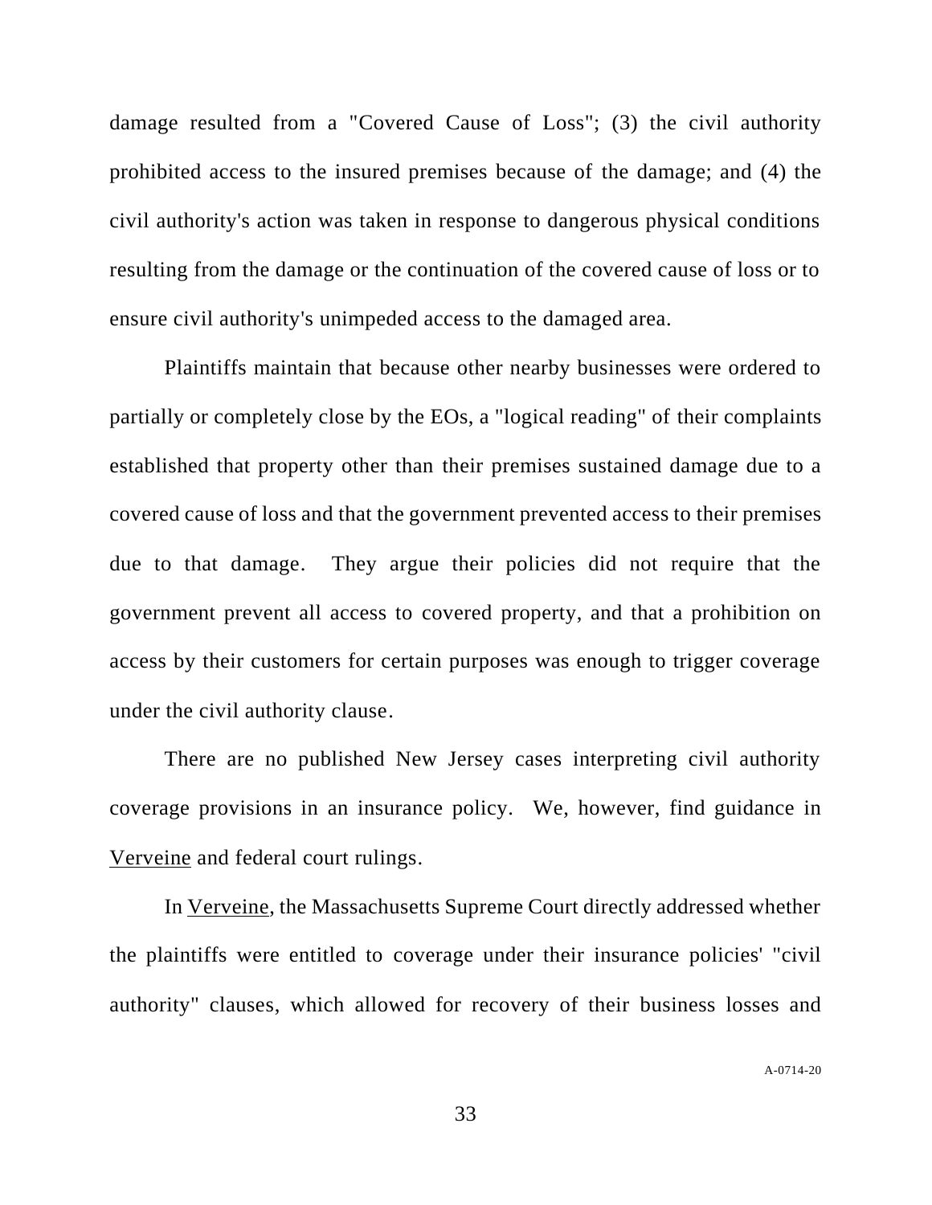damage resulted from a "Covered Cause of Loss"; (3) the civil authority prohibited access to the insured premises because of the damage; and (4) the civil authority's action was taken in response to dangerous physical conditions resulting from the damage or the continuation of the covered cause of loss or to ensure civil authority's unimpeded access to the damaged area.

Plaintiffs maintain that because other nearby businesses were ordered to partially or completely close by the EOs, a "logical reading" of their complaints established that property other than their premises sustained damage due to a covered cause of loss and that the government prevented access to their premises due to that damage. They argue their policies did not require that the government prevent all access to covered property, and that a prohibition on access by their customers for certain purposes was enough to trigger coverage under the civil authority clause.

There are no published New Jersey cases interpreting civil authority coverage provisions in an insurance policy. We, however, find guidance in Verveine and federal court rulings.

In Verveine, the Massachusetts Supreme Court directly addressed whether the plaintiffs were entitled to coverage under their insurance policies' "civil authority" clauses, which allowed for recovery of their business losses and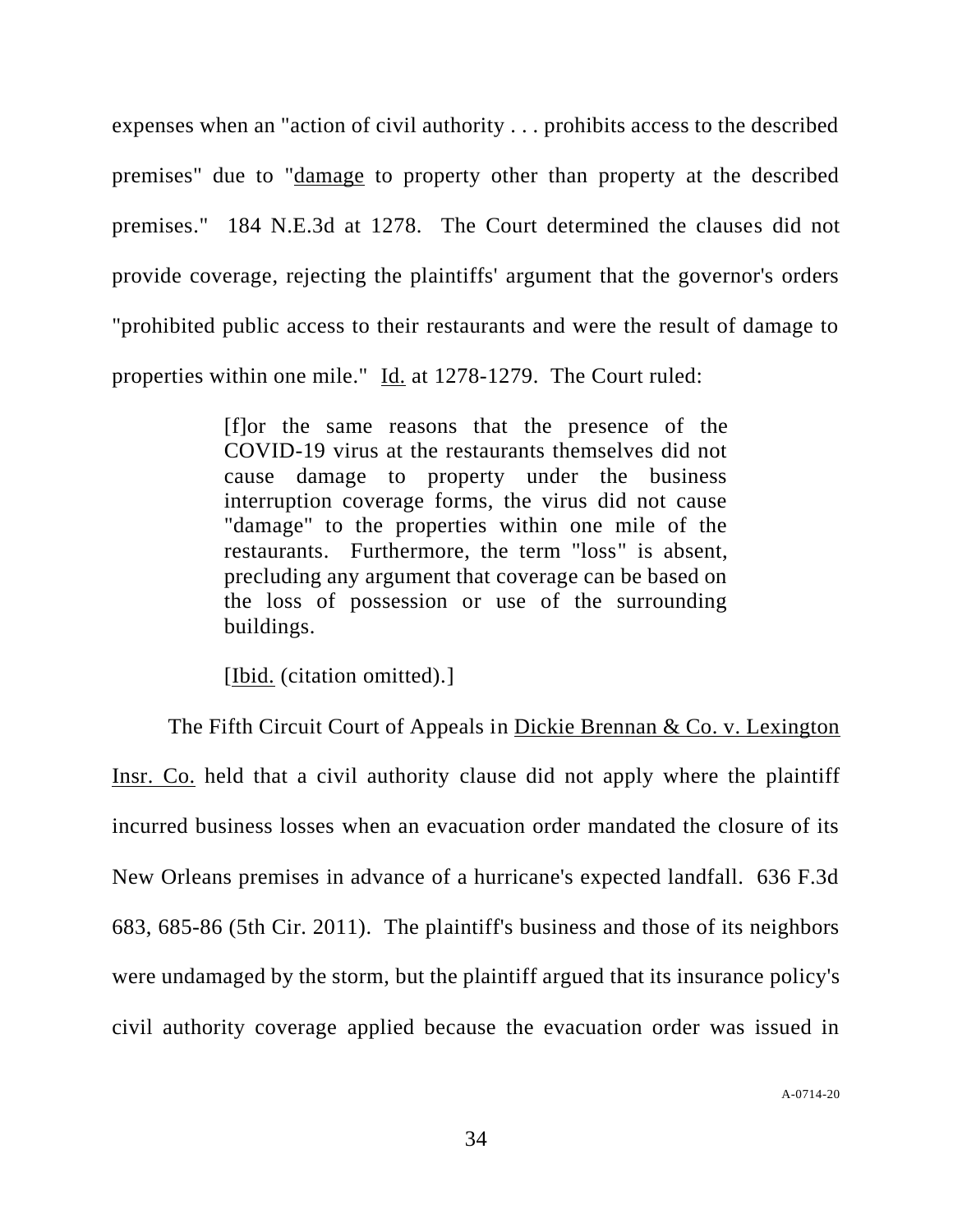expenses when an "action of civil authority . . . prohibits access to the described premises" due to "damage to property other than property at the described premises." 184 N.E.3d at 1278. The Court determined the clauses did not provide coverage, rejecting the plaintiffs' argument that the governor's orders "prohibited public access to their restaurants and were the result of damage to properties within one mile." Id. at 1278-1279. The Court ruled:

> [f]or the same reasons that the presence of the COVID-19 virus at the restaurants themselves did not cause damage to property under the business interruption coverage forms, the virus did not cause "damage" to the properties within one mile of the restaurants. Furthermore, the term "loss" is absent, precluding any argument that coverage can be based on the loss of possession or use of the surrounding buildings.
>
> [Ibid. (citation omitted).]

The Fifth Circuit Court of Appeals in Dickie Brennan & Co. v. Lexington Insr. Co. held that a civil authority clause did not apply where the plaintiff incurred business losses when an evacuation order mandated the closure of its New Orleans premises in advance of a hurricane's expected landfall. 636 F.3d 683, 685-86 (5th Cir. 2011). The plaintiff's business and those of its neighbors were undamaged by the storm, but the plaintiff argued that its insurance policy's civil authority coverage applied because the evacuation order was issued in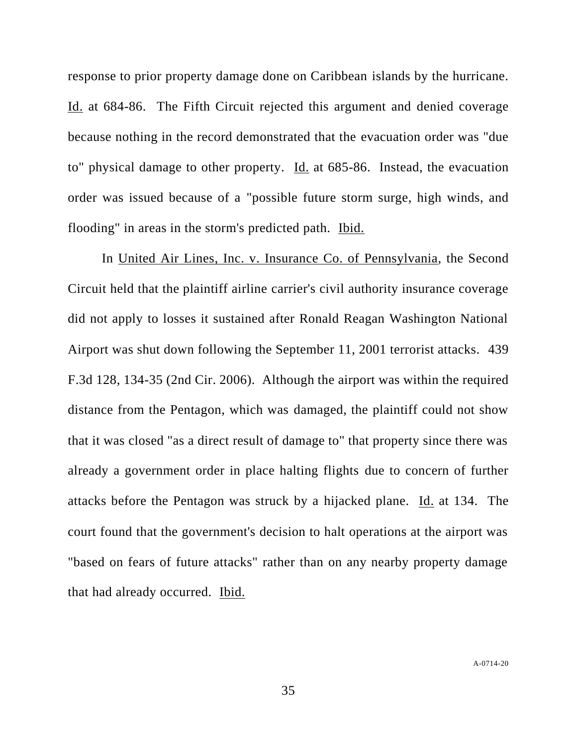response to prior property damage done on Caribbean islands by the hurricane. Id. at 684-86. The Fifth Circuit rejected this argument and denied coverage because nothing in the record demonstrated that the evacuation order was "due to" physical damage to other property. Id. at 685-86. Instead, the evacuation order was issued because of a "possible future storm surge, high winds, and flooding" in areas in the storm's predicted path. Ibid.

In United Air Lines, Inc. v. Insurance Co. of Pennsylvania, the Second Circuit held that the plaintiff airline carrier's civil authority insurance coverage did not apply to losses it sustained after Ronald Reagan Washington National Airport was shut down following the September 11, 2001 terrorist attacks. 439 F.3d 128, 134-35 (2nd Cir. 2006). Although the airport was within the required distance from the Pentagon, which was damaged, the plaintiff could not show that it was closed "as a direct result of damage to" that property since there was already a government order in place halting flights due to concern of further attacks before the Pentagon was struck by a hijacked plane. Id. at 134. The court found that the government's decision to halt operations at the airport was "based on fears of future attacks" rather than on any nearby property damage that had already occurred. Ibid.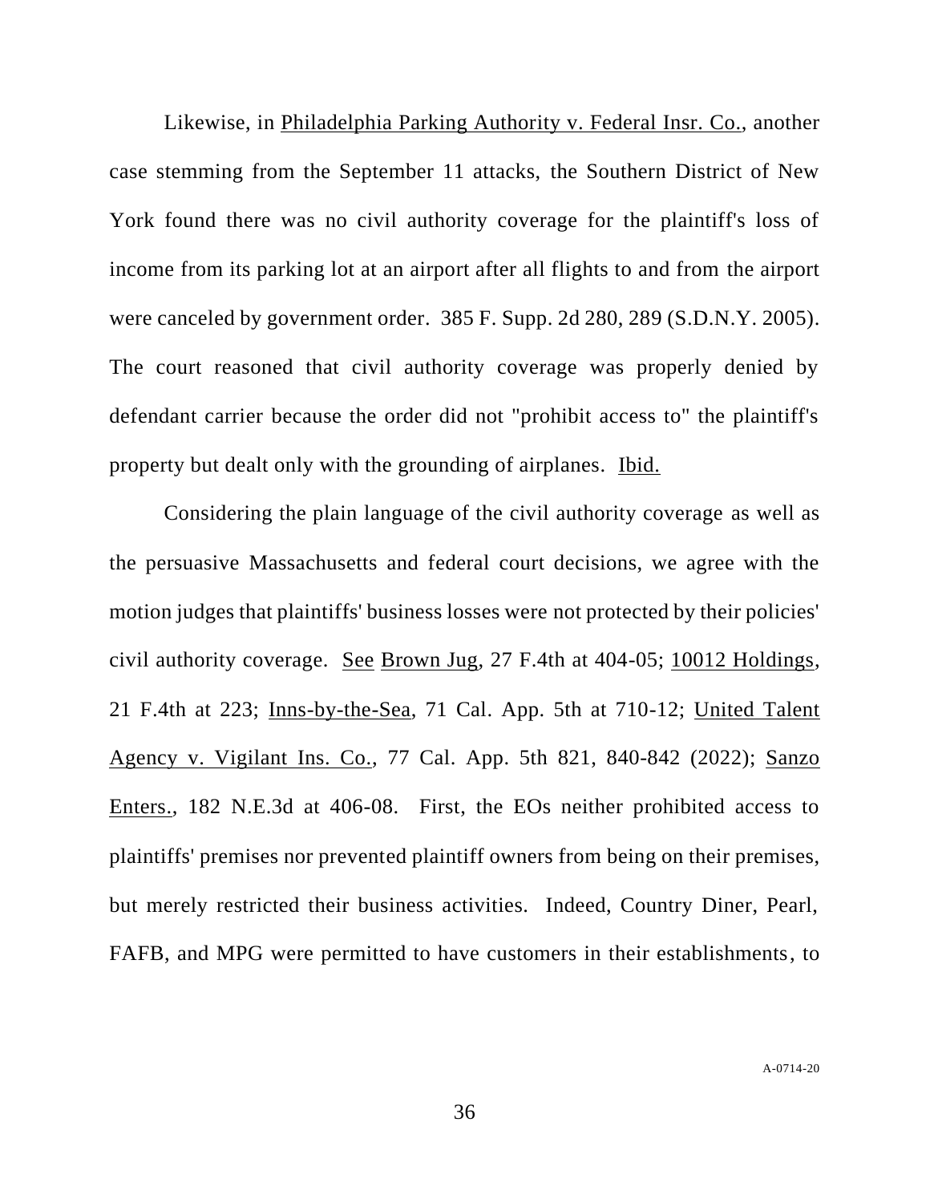Likewise, in Philadelphia Parking Authority v. Federal Insr. Co., another case stemming from the September 11 attacks, the Southern District of New York found there was no civil authority coverage for the plaintiff's loss of income from its parking lot at an airport after all flights to and from the airport were canceled by government order. 385 F. Supp. 2d 280, 289 (S.D.N.Y. 2005). The court reasoned that civil authority coverage was properly denied by defendant carrier because the order did not "prohibit access to" the plaintiff's property but dealt only with the grounding of airplanes. Ibid.

Considering the plain language of the civil authority coverage as well as the persuasive Massachusetts and federal court decisions, we agree with the motion judges that plaintiffs' business losses were not protected by their policies' civil authority coverage. See Brown Jug, 27 F.4th at 404-05; 10012 Holdings, 21 F.4th at 223; Inns-by-the-Sea, 71 Cal. App. 5th at 710-12; United Talent Agency v. Vigilant Ins. Co., 77 Cal. App. 5th 821, 840-842 (2022); Sanzo Enters., 182 N.E.3d at 406-08. First, the EOs neither prohibited access to plaintiffs' premises nor prevented plaintiff owners from being on their premises, but merely restricted their business activities. Indeed, Country Diner, Pearl, FAFB, and MPG were permitted to have customers in their establishments, to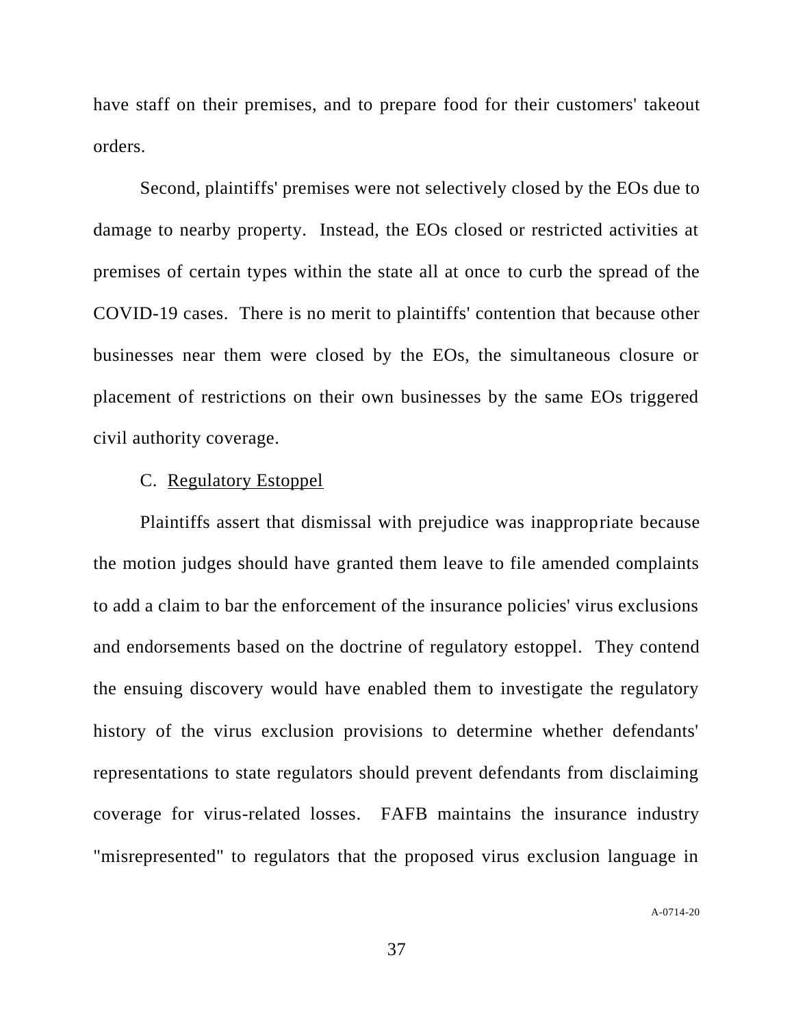have staff on their premises, and to prepare food for their customers' takeout orders.

Second, plaintiffs' premises were not selectively closed by the EOs due to damage to nearby property. Instead, the EOs closed or restricted activities at premises of certain types within the state all at once to curb the spread of the COVID-19 cases. There is no merit to plaintiffs' contention that because other businesses near them were closed by the EOs, the simultaneous closure or placement of restrictions on their own businesses by the same EOs triggered civil authority coverage.

C. Regulatory Estoppel

Plaintiffs assert that dismissal with prejudice was inappropriate because the motion judges should have granted them leave to file amended complaints to add a claim to bar the enforcement of the insurance policies' virus exclusions and endorsements based on the doctrine of regulatory estoppel. They contend the ensuing discovery would have enabled them to investigate the regulatory history of the virus exclusion provisions to determine whether defendants' representations to state regulators should prevent defendants from disclaiming coverage for virus-related losses. FAFB maintains the insurance industry "misrepresented" to regulators that the proposed virus exclusion language in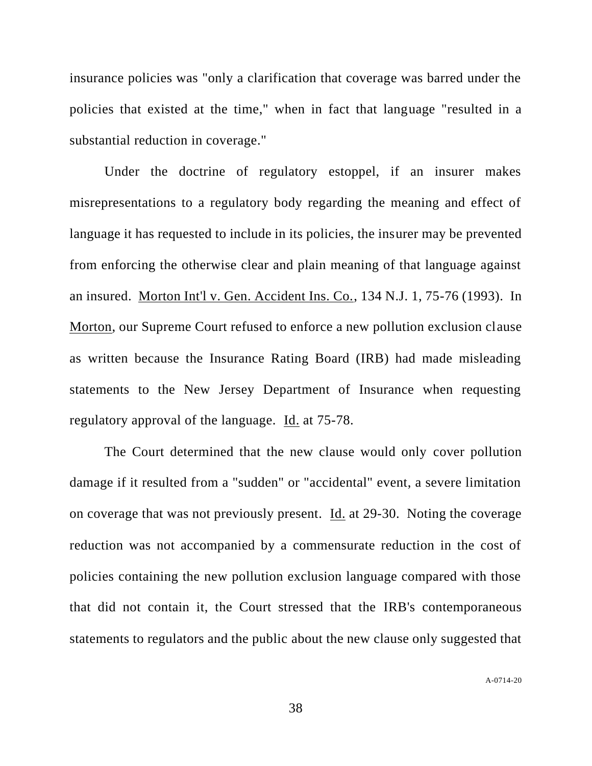insurance policies was "only a clarification that coverage was barred under the policies that existed at the time," when in fact that language "resulted in a substantial reduction in coverage."

Under the doctrine of regulatory estoppel, if an insurer makes misrepresentations to a regulatory body regarding the meaning and effect of language it has requested to include in its policies, the insurer may be prevented from enforcing the otherwise clear and plain meaning of that language against an insured. Morton Int'l v. Gen. Accident Ins. Co., 134 N.J. 1, 75-76 (1993). In Morton, our Supreme Court refused to enforce a new pollution exclusion clause as written because the Insurance Rating Board (IRB) had made misleading statements to the New Jersey Department of Insurance when requesting regulatory approval of the language. Id. at 75-78.

The Court determined that the new clause would only cover pollution damage if it resulted from a "sudden" or "accidental" event, a severe limitation on coverage that was not previously present. Id. at 29-30. Noting the coverage reduction was not accompanied by a commensurate reduction in the cost of policies containing the new pollution exclusion language compared with those that did not contain it, the Court stressed that the IRB's contemporaneous statements to regulators and the public about the new clause only suggested that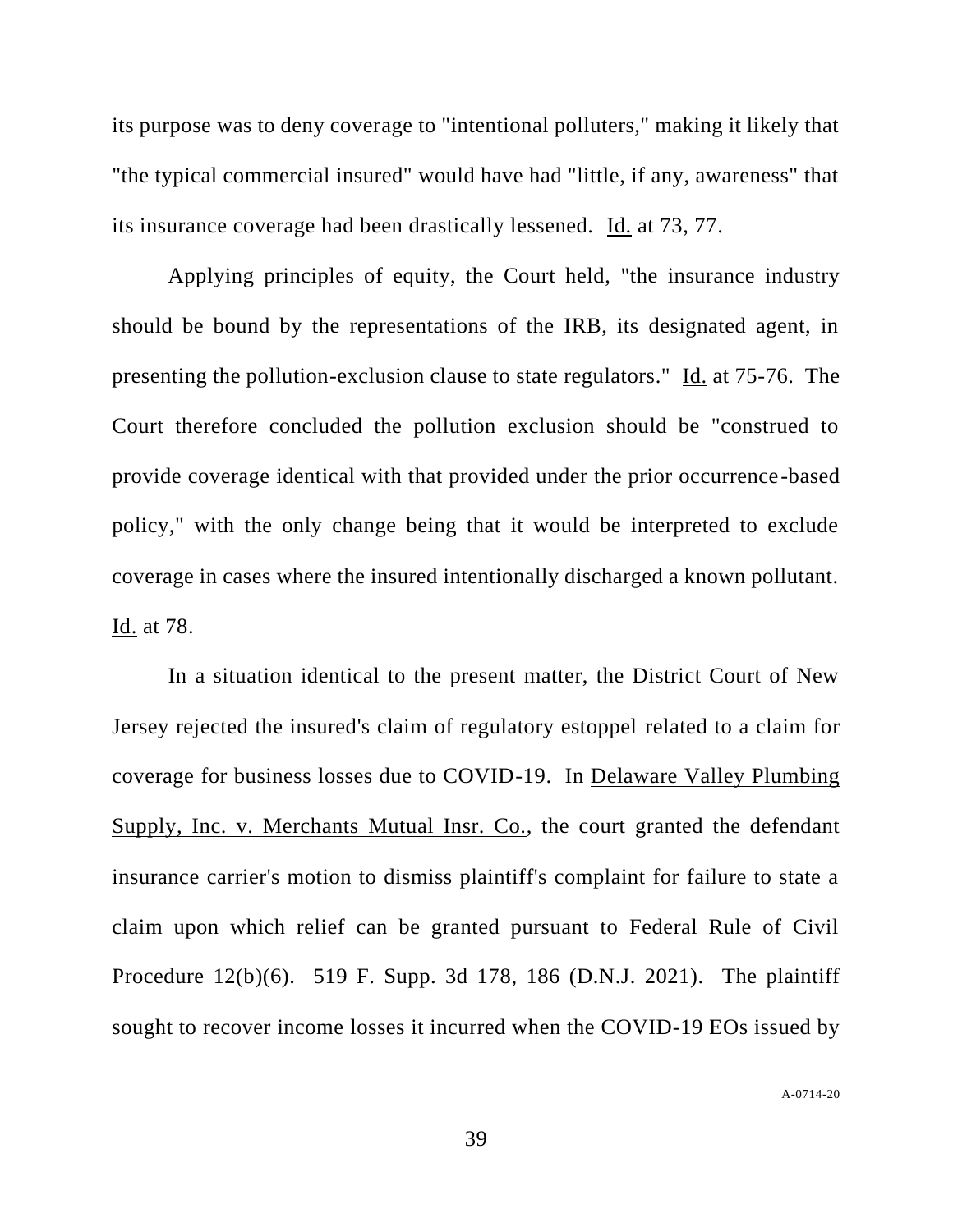its purpose was to deny coverage to "intentional polluters," making it likely that "the typical commercial insured" would have had "little, if any, awareness" that its insurance coverage had been drastically lessened. Id. at 73, 77.

Applying principles of equity, the Court held, "the insurance industry should be bound by the representations of the IRB, its designated agent, in presenting the pollution-exclusion clause to state regulators." Id. at 75-76. The Court therefore concluded the pollution exclusion should be "construed to provide coverage identical with that provided under the prior occurrence-based policy," with the only change being that it would be interpreted to exclude coverage in cases where the insured intentionally discharged a known pollutant. Id. at 78.

In a situation identical to the present matter, the District Court of New Jersey rejected the insured's claim of regulatory estoppel related to a claim for coverage for business losses due to COVID-19. In Delaware Valley Plumbing Supply, Inc. v. Merchants Mutual Insr. Co., the court granted the defendant insurance carrier's motion to dismiss plaintiff's complaint for failure to state a claim upon which relief can be granted pursuant to Federal Rule of Civil Procedure 12(b)(6). 519 F. Supp. 3d 178, 186 (D.N.J. 2021). The plaintiff sought to recover income losses it incurred when the COVID-19 EOs issued by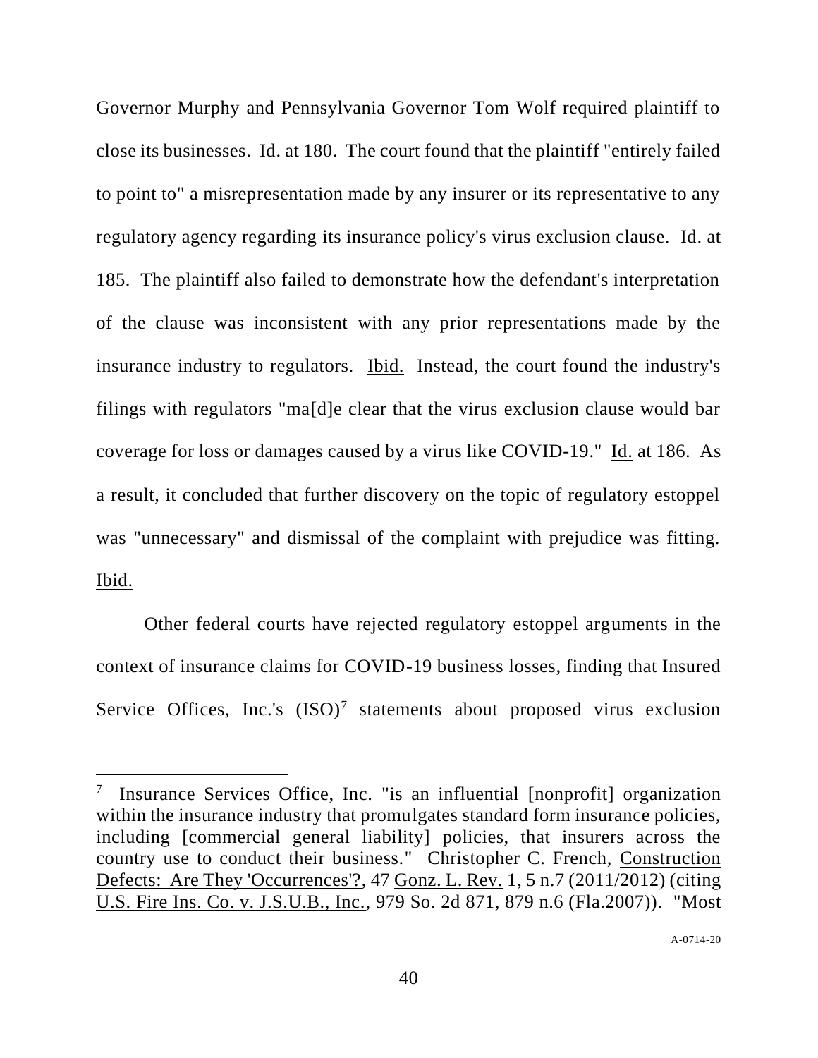Governor Murphy and Pennsylvania Governor Tom Wolf required plaintiff to close its businesses. Id. at 180. The court found that the plaintiff "entirely failed to point to" a misrepresentation made by any insurer or its representative to any regulatory agency regarding its insurance policy's virus exclusion clause. Id. at 185. The plaintiff also failed to demonstrate how the defendant's interpretation of the clause was inconsistent with any prior representations made by the insurance industry to regulators. Ibid. Instead, the court found the industry's filings with regulators "ma[d]e clear that the virus exclusion clause would bar coverage for loss or damages caused by a virus like COVID-19." Id. at 186. As a result, it concluded that further discovery on the topic of regulatory estoppel was "unnecessary" and dismissal of the complaint with prejudice was fitting. Ibid.

Other federal courts have rejected regulatory estoppel arguments in the context of insurance claims for COVID-19 business losses, finding that Insured Service Offices, Inc.'s (ISO)[7] statements about proposed virus exclusion

---

[7] Insurance Services Office, Inc. "is an influential [nonprofit] organization within the insurance industry that promulgates standard form insurance policies, including [commercial general liability] policies, that insurers across the country use to conduct their business." Christopher C. French, Construction Defects: Are They 'Occurrences'?, 47 Gonz. L. Rev. 1, 5 n.7 (2011/2012) (citing U.S. Fire Ins. Co. v. J.S.U.B., Inc., 979 So. 2d 871, 879 n.6 (Fla.2007)). "Most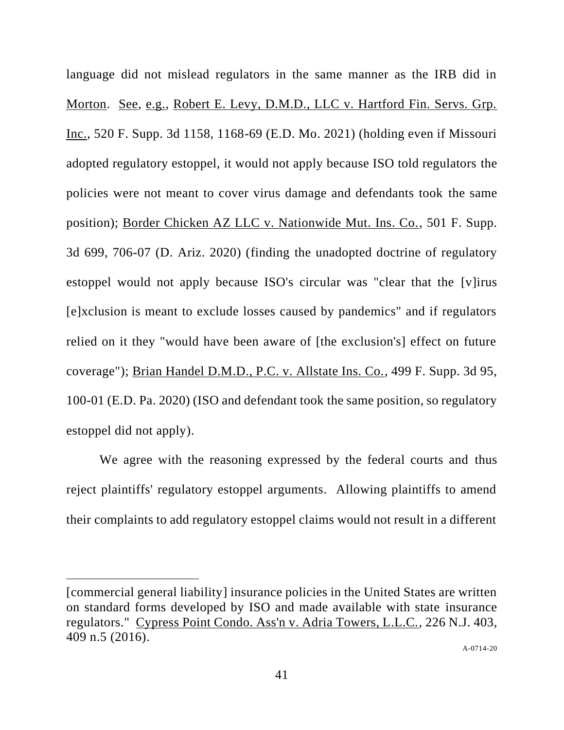language did not mislead regulators in the same manner as the IRB did in Morton. See, e.g., Robert E. Levy, D.M.D., LLC v. Hartford Fin. Servs. Grp. Inc., 520 F. Supp. 3d 1158, 1168-69 (E.D. Mo. 2021) (holding even if Missouri adopted regulatory estoppel, it would not apply because ISO told regulators the policies were not meant to cover virus damage and defendants took the same position); Border Chicken AZ LLC v. Nationwide Mut. Ins. Co., 501 F. Supp. 3d 699, 706-07 (D. Ariz. 2020) (finding the unadopted doctrine of regulatory estoppel would not apply because ISO's circular was "clear that the [v]irus [e]xclusion is meant to exclude losses caused by pandemics" and if regulators relied on it they "would have been aware of [the exclusion's] effect on future coverage"); Brian Handel D.M.D., P.C. v. Allstate Ins. Co., 499 F. Supp. 3d 95, 100-01 (E.D. Pa. 2020) (ISO and defendant took the same position, so regulatory estoppel did not apply).

We agree with the reasoning expressed by the federal courts and thus reject plaintiffs' regulatory estoppel arguments. Allowing plaintiffs to amend their complaints to add regulatory estoppel claims would not result in a different

---

[commercial general liability] insurance policies in the United States are written on standard forms developed by ISO and made available with state insurance regulators." Cypress Point Condo. Ass'n v. Adria Towers, L.L.C., 226 N.J. 403, 409 n.5 (2016).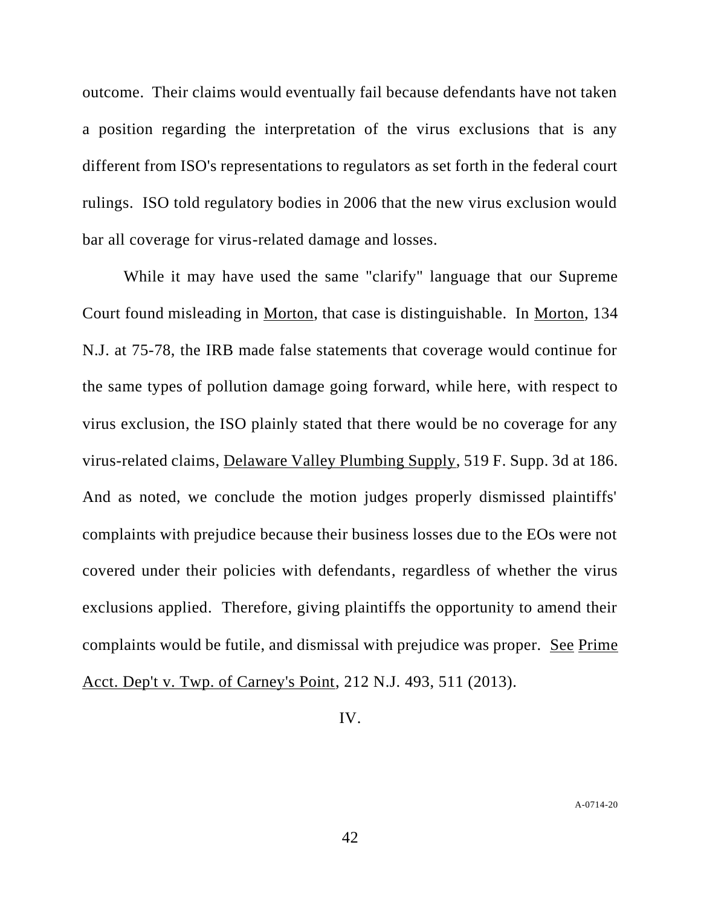outcome. Their claims would eventually fail because defendants have not taken a position regarding the interpretation of the virus exclusions that is any different from ISO's representations to regulators as set forth in the federal court rulings. ISO told regulatory bodies in 2006 that the new virus exclusion would bar all coverage for virus-related damage and losses.

While it may have used the same "clarify" language that our Supreme Court found misleading in Morton, that case is distinguishable. In Morton, 134 N.J. at 75-78, the IRB made false statements that coverage would continue for the same types of pollution damage going forward, while here, with respect to virus exclusion, the ISO plainly stated that there would be no coverage for any virus-related claims, Delaware Valley Plumbing Supply, 519 F. Supp. 3d at 186. And as noted, we conclude the motion judges properly dismissed plaintiffs' complaints with prejudice because their business losses due to the EOs were not covered under their policies with defendants, regardless of whether the virus exclusions applied. Therefore, giving plaintiffs the opportunity to amend their complaints would be futile, and dismissal with prejudice was proper. See Prime Acct. Dep't v. Twp. of Carney's Point, 212 N.J. 493, 511 (2013).

IV.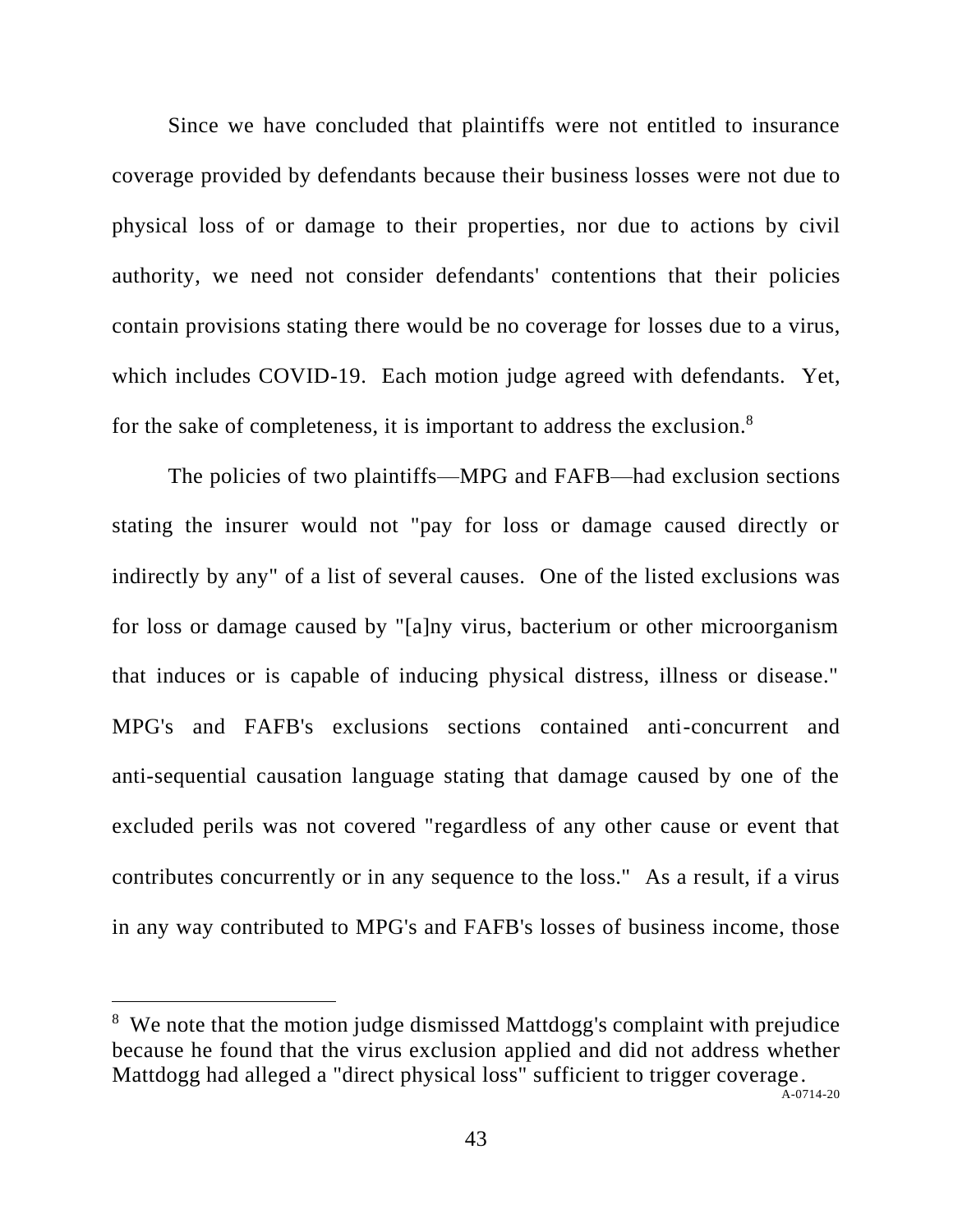Since we have concluded that plaintiffs were not entitled to insurance coverage provided by defendants because their business losses were not due to physical loss of or damage to their properties, nor due to actions by civil authority, we need not consider defendants' contentions that their policies contain provisions stating there would be no coverage for losses due to a virus, which includes COVID-19. Each motion judge agreed with defendants. Yet, for the sake of completeness, it is important to address the exclusion.[8]

The policies of two plaintiffs—MPG and FAFB—had exclusion sections stating the insurer would not "pay for loss or damage caused directly or indirectly by any" of a list of several causes. One of the listed exclusions was for loss or damage caused by "[a]ny virus, bacterium or other microorganism that induces or is capable of inducing physical distress, illness or disease." MPG's and FAFB's exclusions sections contained anti-concurrent and anti-sequential causation language stating that damage caused by one of the excluded perils was not covered "regardless of any other cause or event that contributes concurrently or in any sequence to the loss." As a result, if a virus in any way contributed to MPG's and FAFB's losses of business income, those

---

[8] We note that the motion judge dismissed Mattdogg's complaint with prejudice because he found that the virus exclusion applied and did not address whether Mattdogg had alleged a "direct physical loss" sufficient to trigger coverage.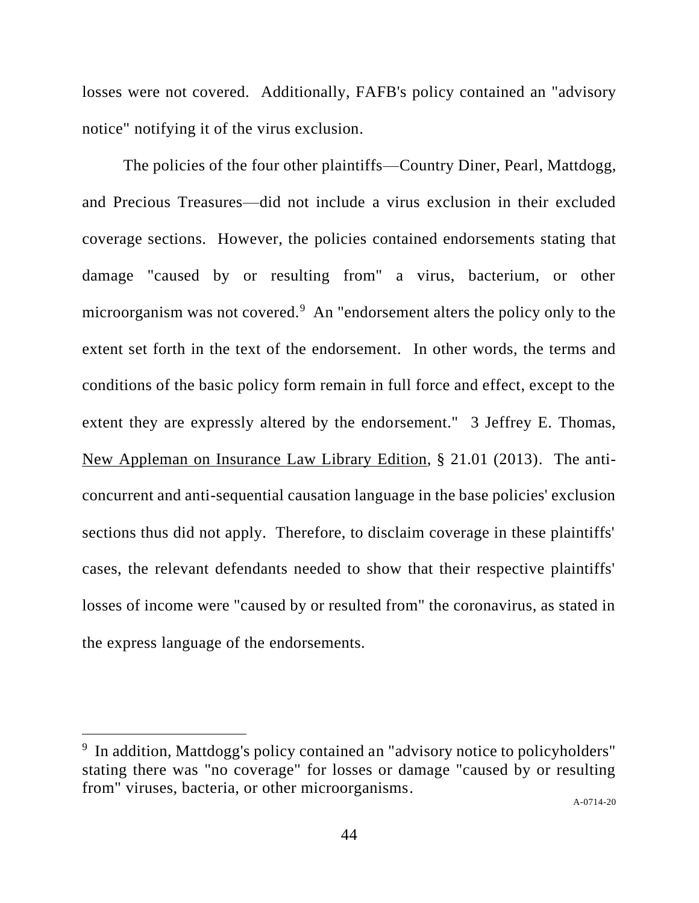losses were not covered. Additionally, FAFB's policy contained an "advisory notice" notifying it of the virus exclusion.

The policies of the four other plaintiffs—Country Diner, Pearl, Mattdogg, and Precious Treasures—did not include a virus exclusion in their excluded coverage sections. However, the policies contained endorsements stating that damage "caused by or resulting from" a virus, bacterium, or other microorganism was not covered.[9] An "endorsement alters the policy only to the extent set forth in the text of the endorsement. In other words, the terms and conditions of the basic policy form remain in full force and effect, except to the extent they are expressly altered by the endorsement." 3 Jeffrey E. Thomas, New Appleman on Insurance Law Library Edition, § 21.01 (2013). The anti-concurrent and anti-sequential causation language in the base policies' exclusion sections thus did not apply. Therefore, to disclaim coverage in these plaintiffs' cases, the relevant defendants needed to show that their respective plaintiffs' losses of income were "caused by or resulted from" the coronavirus, as stated in the express language of the endorsements.

---

[9] In addition, Mattdogg's policy contained an "advisory notice to policyholders" stating there was "no coverage" for losses or damage "caused by or resulting from" viruses, bacteria, or other microorganisms.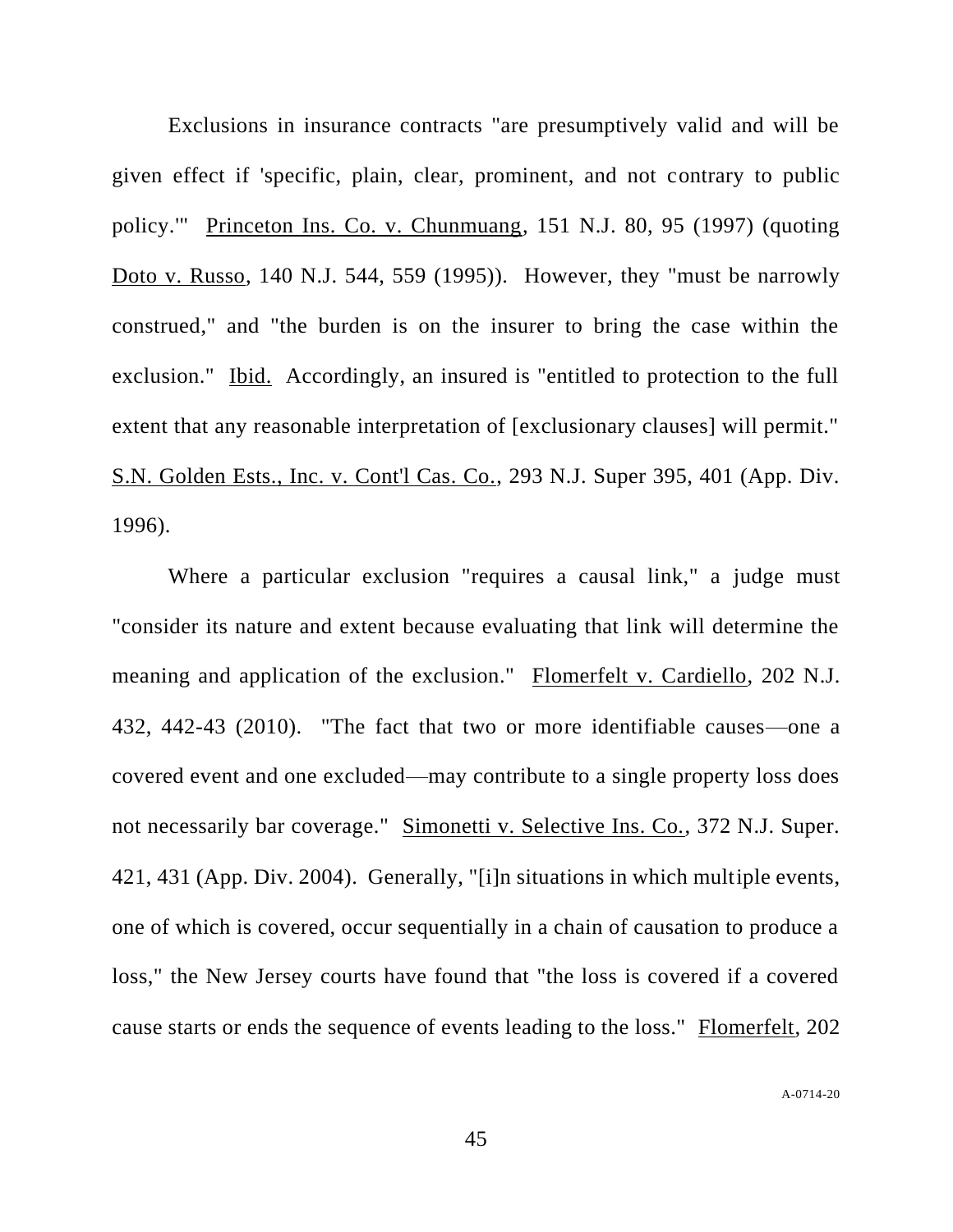Exclusions in insurance contracts "are presumptively valid and will be given effect if 'specific, plain, clear, prominent, and not contrary to public policy.'" Princeton Ins. Co. v. Chunmuang, 151 N.J. 80, 95 (1997) (quoting Doto v. Russo, 140 N.J. 544, 559 (1995)). However, they "must be narrowly construed," and "the burden is on the insurer to bring the case within the exclusion." Ibid. Accordingly, an insured is "entitled to protection to the full extent that any reasonable interpretation of [exclusionary clauses] will permit." S.N. Golden Ests., Inc. v. Cont'l Cas. Co., 293 N.J. Super 395, 401 (App. Div. 1996).

Where a particular exclusion "requires a causal link," a judge must "consider its nature and extent because evaluating that link will determine the meaning and application of the exclusion." Flomerfelt v. Cardiello, 202 N.J. 432, 442-43 (2010). "The fact that two or more identifiable causes—one a covered event and one excluded—may contribute to a single property loss does not necessarily bar coverage." Simonetti v. Selective Ins. Co., 372 N.J. Super. 421, 431 (App. Div. 2004). Generally, "[i]n situations in which multiple events, one of which is covered, occur sequentially in a chain of causation to produce a loss," the New Jersey courts have found that "the loss is covered if a covered cause starts or ends the sequence of events leading to the loss." Flomerfelt, 202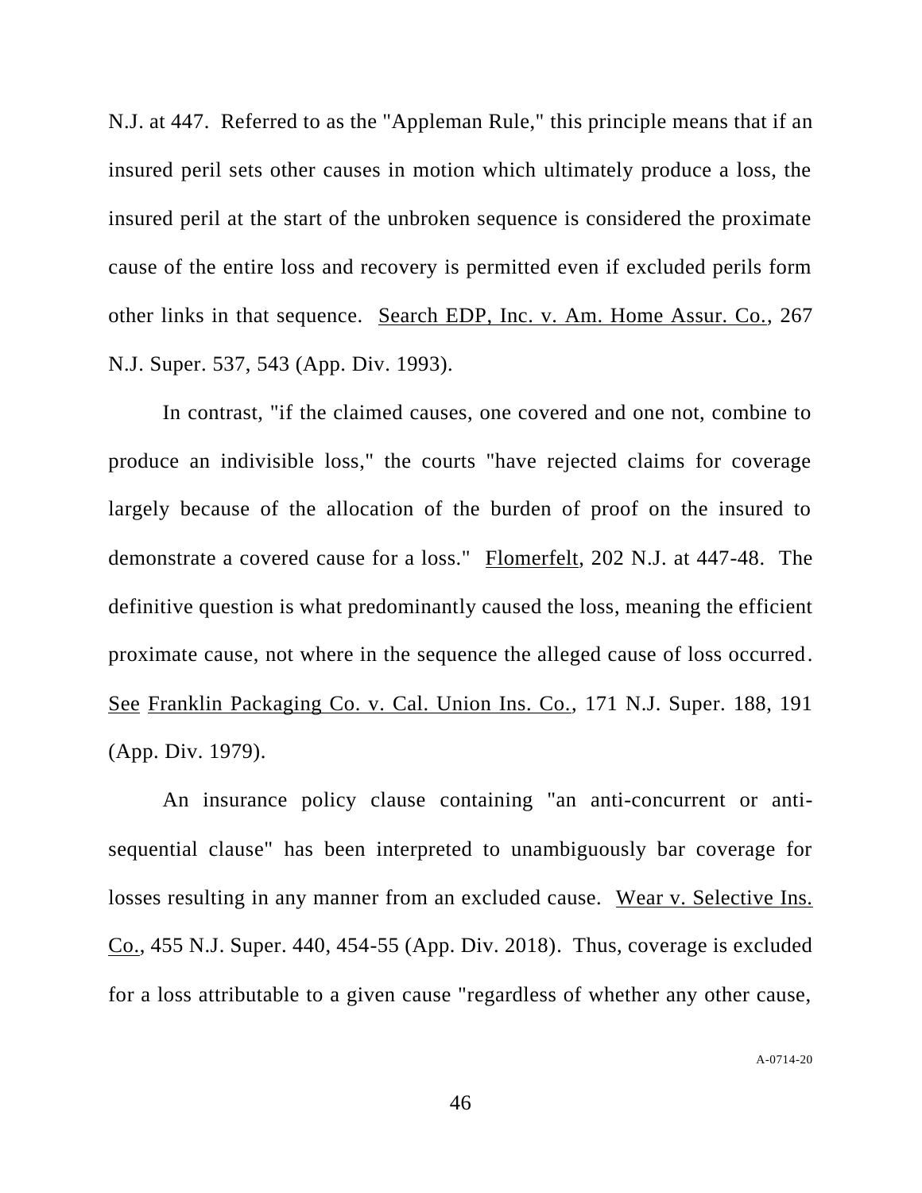N.J. at 447. Referred to as the "Appleman Rule," this principle means that if an insured peril sets other causes in motion which ultimately produce a loss, the insured peril at the start of the unbroken sequence is considered the proximate cause of the entire loss and recovery is permitted even if excluded perils form other links in that sequence. Search EDP, Inc. v. Am. Home Assur. Co., 267 N.J. Super. 537, 543 (App. Div. 1993).

In contrast, "if the claimed causes, one covered and one not, combine to produce an indivisible loss," the courts "have rejected claims for coverage largely because of the allocation of the burden of proof on the insured to demonstrate a covered cause for a loss." Flomerfelt, 202 N.J. at 447-48. The definitive question is what predominantly caused the loss, meaning the efficient proximate cause, not where in the sequence the alleged cause of loss occurred. See Franklin Packaging Co. v. Cal. Union Ins. Co., 171 N.J. Super. 188, 191 (App. Div. 1979).

An insurance policy clause containing "an anti-concurrent or anti-sequential clause" has been interpreted to unambiguously bar coverage for losses resulting in any manner from an excluded cause. Wear v. Selective Ins. Co., 455 N.J. Super. 440, 454-55 (App. Div. 2018). Thus, coverage is excluded for a loss attributable to a given cause "regardless of whether any other cause,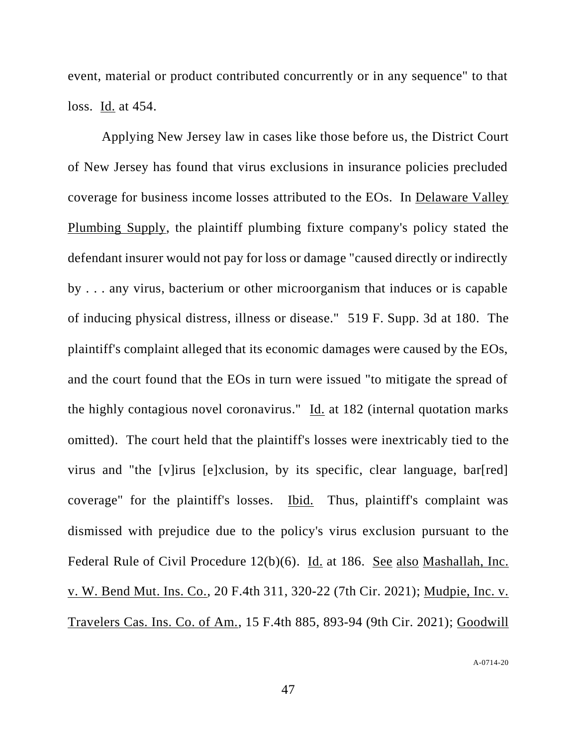event, material or product contributed concurrently or in any sequence" to that loss. Id. at 454.

Applying New Jersey law in cases like those before us, the District Court of New Jersey has found that virus exclusions in insurance policies precluded coverage for business income losses attributed to the EOs. In Delaware Valley Plumbing Supply, the plaintiff plumbing fixture company's policy stated the defendant insurer would not pay for loss or damage "caused directly or indirectly by . . . any virus, bacterium or other microorganism that induces or is capable of inducing physical distress, illness or disease." 519 F. Supp. 3d at 180. The plaintiff's complaint alleged that its economic damages were caused by the EOs, and the court found that the EOs in turn were issued "to mitigate the spread of the highly contagious novel coronavirus." Id. at 182 (internal quotation marks omitted). The court held that the plaintiff's losses were inextricably tied to the virus and "the [v]irus [e]xclusion, by its specific, clear language, bar[red] coverage" for the plaintiff's losses. Ibid. Thus, plaintiff's complaint was dismissed with prejudice due to the policy's virus exclusion pursuant to the Federal Rule of Civil Procedure 12(b)(6). Id. at 186. See also Mashallah, Inc. v. W. Bend Mut. Ins. Co., 20 F.4th 311, 320-22 (7th Cir. 2021); Mudpie, Inc. v. Travelers Cas. Ins. Co. of Am., 15 F.4th 885, 893-94 (9th Cir. 2021); Goodwill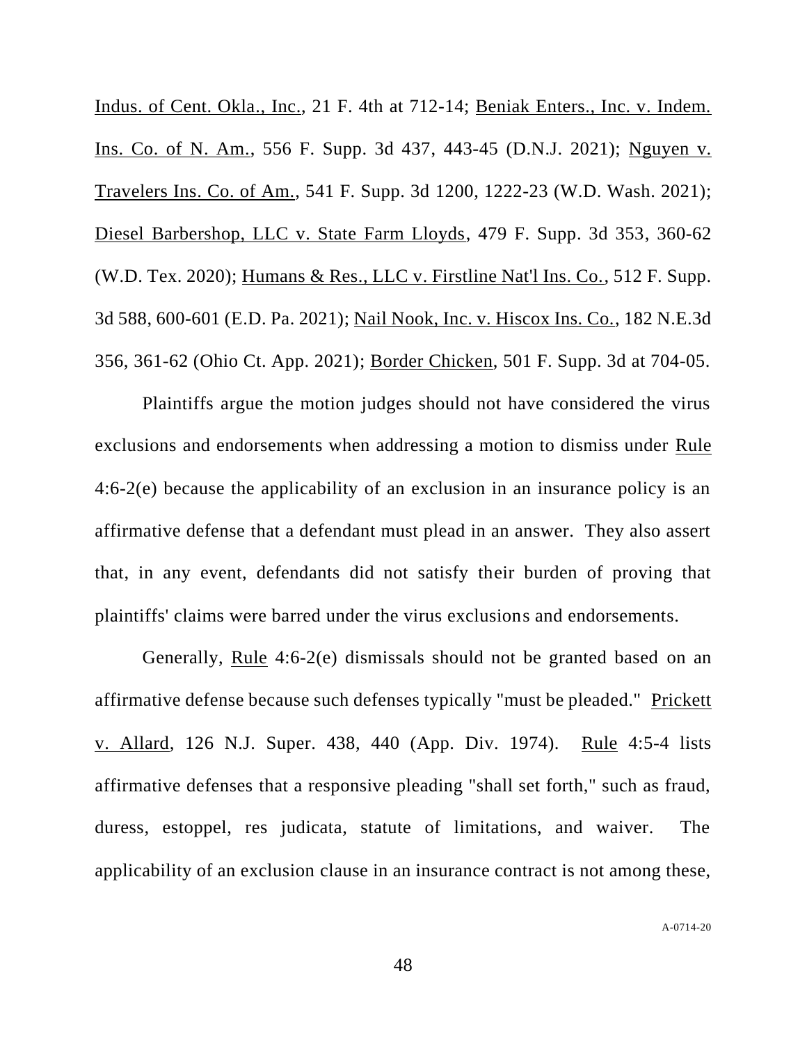Indus. of Cent. Okla., Inc., 21 F. 4th at 712-14; Beniak Enters., Inc. v. Indem. Ins. Co. of N. Am., 556 F. Supp. 3d 437, 443-45 (D.N.J. 2021); Nguyen v. Travelers Ins. Co. of Am., 541 F. Supp. 3d 1200, 1222-23 (W.D. Wash. 2021); Diesel Barbershop, LLC v. State Farm Lloyds, 479 F. Supp. 3d 353, 360-62 (W.D. Tex. 2020); Humans & Res., LLC v. Firstline Nat'l Ins. Co., 512 F. Supp. 3d 588, 600-601 (E.D. Pa. 2021); Nail Nook, Inc. v. Hiscox Ins. Co., 182 N.E.3d 356, 361-62 (Ohio Ct. App. 2021); Border Chicken, 501 F. Supp. 3d at 704-05.

Plaintiffs argue the motion judges should not have considered the virus exclusions and endorsements when addressing a motion to dismiss under Rule 4:6-2(e) because the applicability of an exclusion in an insurance policy is an affirmative defense that a defendant must plead in an answer. They also assert that, in any event, defendants did not satisfy their burden of proving that plaintiffs' claims were barred under the virus exclusions and endorsements.

Generally, Rule 4:6-2(e) dismissals should not be granted based on an affirmative defense because such defenses typically "must be pleaded." Prickett v. Allard, 126 N.J. Super. 438, 440 (App. Div. 1974). Rule 4:5-4 lists affirmative defenses that a responsive pleading "shall set forth," such as fraud, duress, estoppel, res judicata, statute of limitations, and waiver. The applicability of an exclusion clause in an insurance contract is not among these,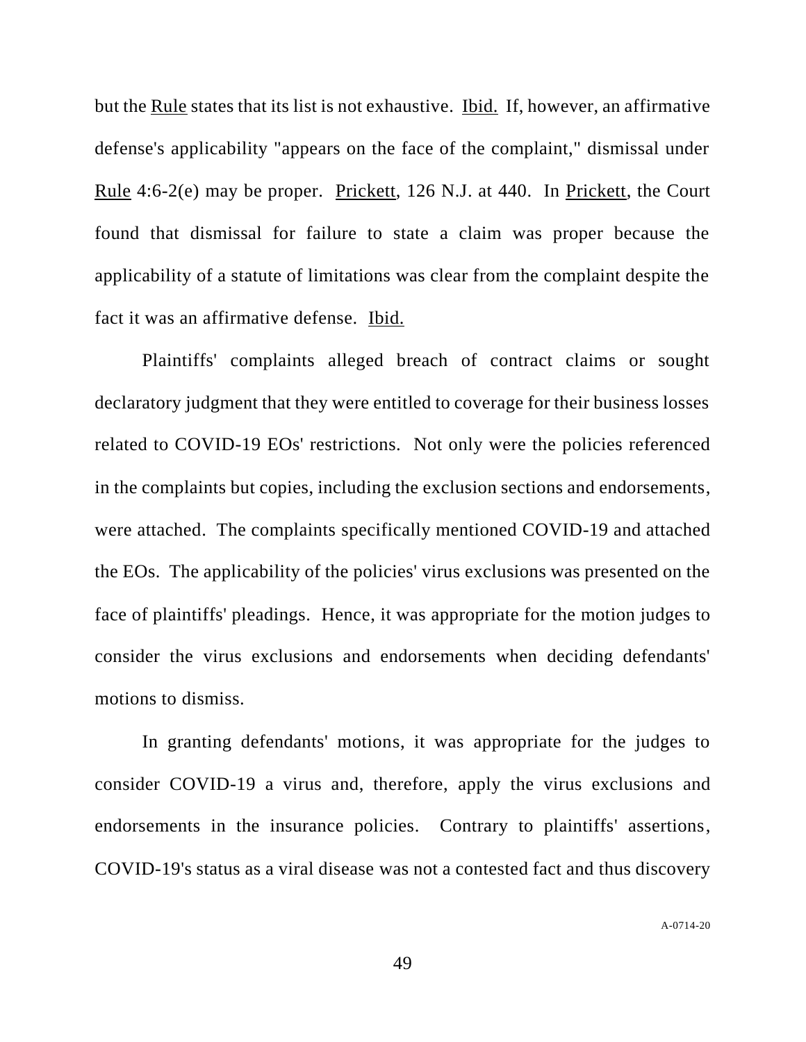but the Rule states that its list is not exhaustive. Ibid. If, however, an affirmative defense's applicability "appears on the face of the complaint," dismissal under Rule 4:6-2(e) may be proper. Prickett, 126 N.J. at 440. In Prickett, the Court found that dismissal for failure to state a claim was proper because the applicability of a statute of limitations was clear from the complaint despite the fact it was an affirmative defense. Ibid.

Plaintiffs' complaints alleged breach of contract claims or sought declaratory judgment that they were entitled to coverage for their business losses related to COVID-19 EOs' restrictions. Not only were the policies referenced in the complaints but copies, including the exclusion sections and endorsements, were attached. The complaints specifically mentioned COVID-19 and attached the EOs. The applicability of the policies' virus exclusions was presented on the face of plaintiffs' pleadings. Hence, it was appropriate for the motion judges to consider the virus exclusions and endorsements when deciding defendants' motions to dismiss.

In granting defendants' motions, it was appropriate for the judges to consider COVID-19 a virus and, therefore, apply the virus exclusions and endorsements in the insurance policies. Contrary to plaintiffs' assertions, COVID-19's status as a viral disease was not a contested fact and thus discovery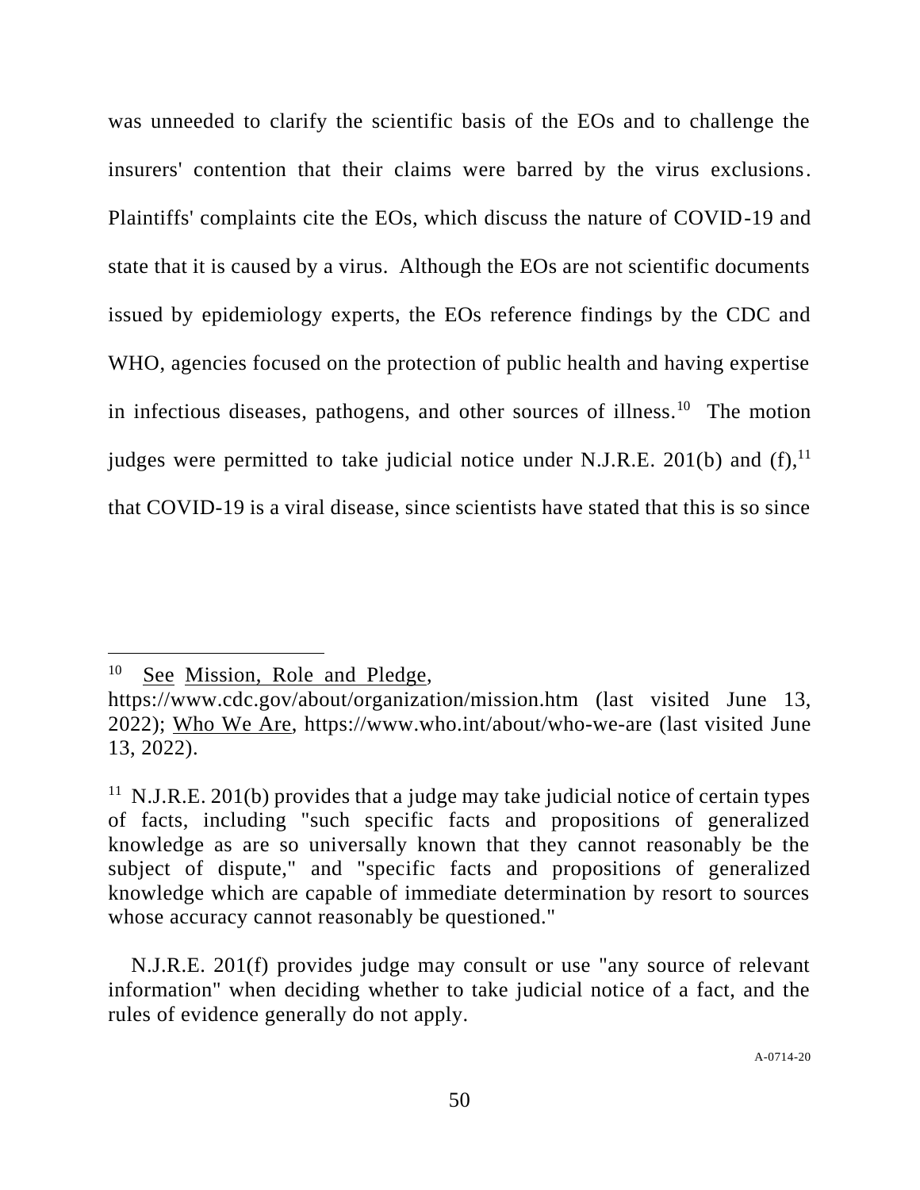was unneeded to clarify the scientific basis of the EOs and to challenge the insurers' contention that their claims were barred by the virus exclusions. Plaintiffs' complaints cite the EOs, which discuss the nature of COVID-19 and state that it is caused by a virus. Although the EOs are not scientific documents issued by epidemiology experts, the EOs reference findings by the CDC and WHO, agencies focused on the protection of public health and having expertise in infectious diseases, pathogens, and other sources of illness.[10] The motion judges were permitted to take judicial notice under N.J.R.E. 201(b) and (f),[11] that COVID-19 is a viral disease, since scientists have stated that this is so since

---

[10] See Mission, Role and Pledge, https://www.cdc.gov/about/organization/mission.htm (last visited June 13, 2022); Who We Are, https://www.who.int/about/who-we-are (last visited June 13, 2022).

[11] N.J.R.E. 201(b) provides that a judge may take judicial notice of certain types of facts, including "such specific facts and propositions of generalized knowledge as are so universally known that they cannot reasonably be the subject of dispute," and "specific facts and propositions of generalized knowledge which are capable of immediate determination by resort to sources whose accuracy cannot reasonably be questioned."

N.J.R.E. 201(f) provides judge may consult or use "any source of relevant information" when deciding whether to take judicial notice of a fact, and the rules of evidence generally do not apply.

A-0714-20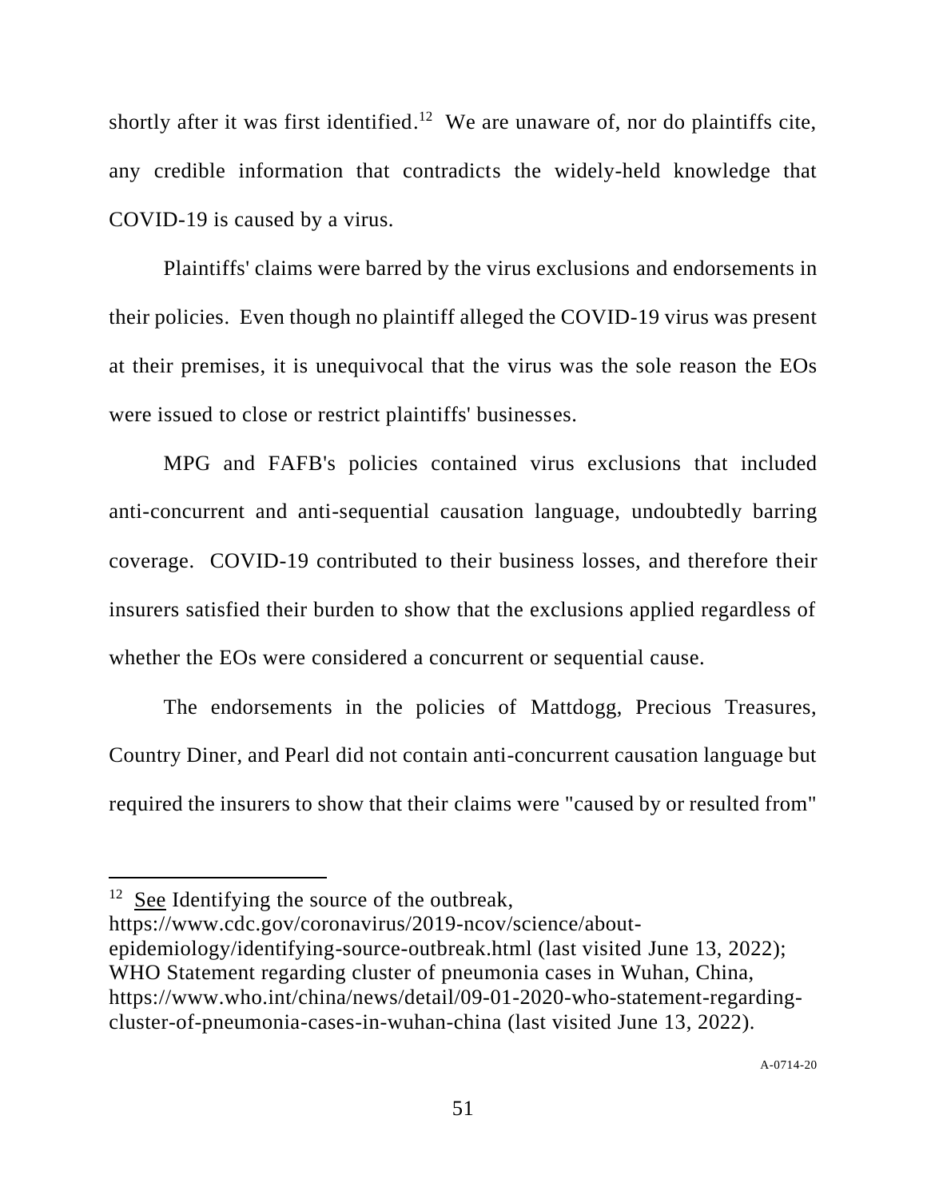shortly after it was first identified.[12] We are unaware of, nor do plaintiffs cite, any credible information that contradicts the widely-held knowledge that COVID-19 is caused by a virus.

Plaintiffs' claims were barred by the virus exclusions and endorsements in their policies. Even though no plaintiff alleged the COVID-19 virus was present at their premises, it is unequivocal that the virus was the sole reason the EOs were issued to close or restrict plaintiffs' businesses.

MPG and FAFB's policies contained virus exclusions that included anti-concurrent and anti-sequential causation language, undoubtedly barring coverage. COVID-19 contributed to their business losses, and therefore their insurers satisfied their burden to show that the exclusions applied regardless of whether the EOs were considered a concurrent or sequential cause.

The endorsements in the policies of Mattdogg, Precious Treasures, Country Diner, and Pearl did not contain anti-concurrent causation language but required the insurers to show that their claims were "caused by or resulted from"

---

[12] See Identifying the source of the outbreak, https://www.cdc.gov/coronavirus/2019-ncov/science/about-epidemiology/identifying-source-outbreak.html (last visited June 13, 2022); WHO Statement regarding cluster of pneumonia cases in Wuhan, China, https://www.who.int/china/news/detail/09-01-2020-who-statement-regarding-cluster-of-pneumonia-cases-in-wuhan-china (last visited June 13, 2022).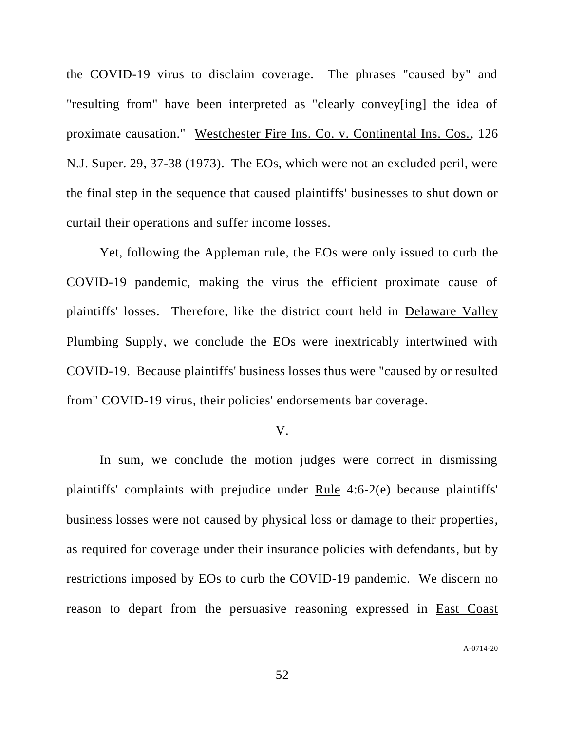the COVID-19 virus to disclaim coverage. The phrases "caused by" and "resulting from" have been interpreted as "clearly convey[ing] the idea of proximate causation." Westchester Fire Ins. Co. v. Continental Ins. Cos., 126 N.J. Super. 29, 37-38 (1973). The EOs, which were not an excluded peril, were the final step in the sequence that caused plaintiffs' businesses to shut down or curtail their operations and suffer income losses.

Yet, following the Appleman rule, the EOs were only issued to curb the COVID-19 pandemic, making the virus the efficient proximate cause of plaintiffs' losses. Therefore, like the district court held in Delaware Valley Plumbing Supply, we conclude the EOs were inextricably intertwined with COVID-19. Because plaintiffs' business losses thus were "caused by or resulted from" COVID-19 virus, their policies' endorsements bar coverage.

## V.

In sum, we conclude the motion judges were correct in dismissing plaintiffs' complaints with prejudice under Rule 4:6-2(e) because plaintiffs' business losses were not caused by physical loss or damage to their properties, as required for coverage under their insurance policies with defendants, but by restrictions imposed by EOs to curb the COVID-19 pandemic. We discern no reason to depart from the persuasive reasoning expressed in East Coast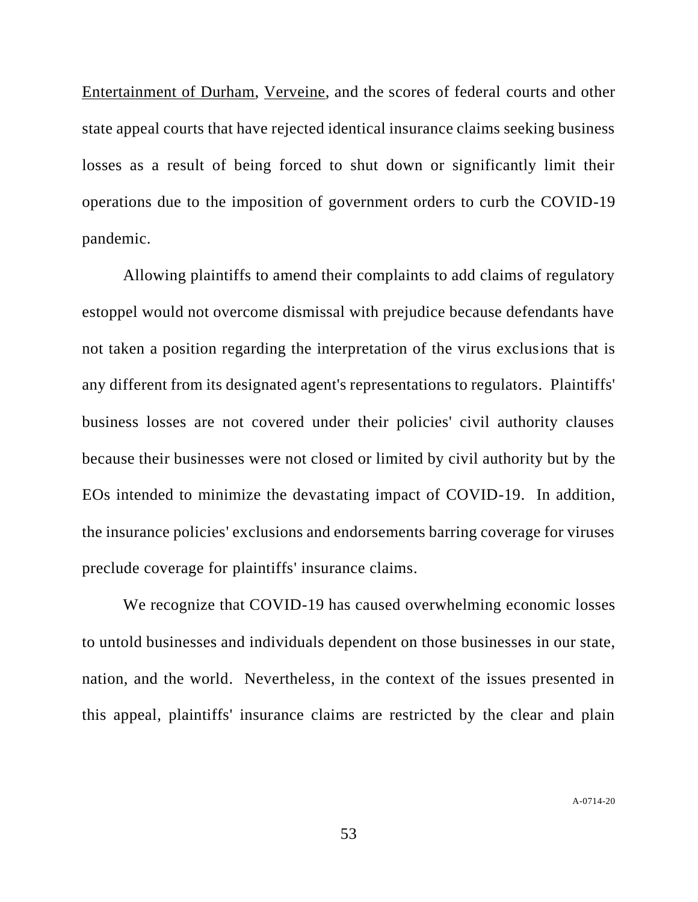Entertainment of Durham, Verveine, and the scores of federal courts and other state appeal courts that have rejected identical insurance claims seeking business losses as a result of being forced to shut down or significantly limit their operations due to the imposition of government orders to curb the COVID-19 pandemic.

Allowing plaintiffs to amend their complaints to add claims of regulatory estoppel would not overcome dismissal with prejudice because defendants have not taken a position regarding the interpretation of the virus exclusions that is any different from its designated agent's representations to regulators. Plaintiffs' business losses are not covered under their policies' civil authority clauses because their businesses were not closed or limited by civil authority but by the EOs intended to minimize the devastating impact of COVID-19. In addition, the insurance policies' exclusions and endorsements barring coverage for viruses preclude coverage for plaintiffs' insurance claims.

We recognize that COVID-19 has caused overwhelming economic losses to untold businesses and individuals dependent on those businesses in our state, nation, and the world. Nevertheless, in the context of the issues presented in this appeal, plaintiffs' insurance claims are restricted by the clear and plain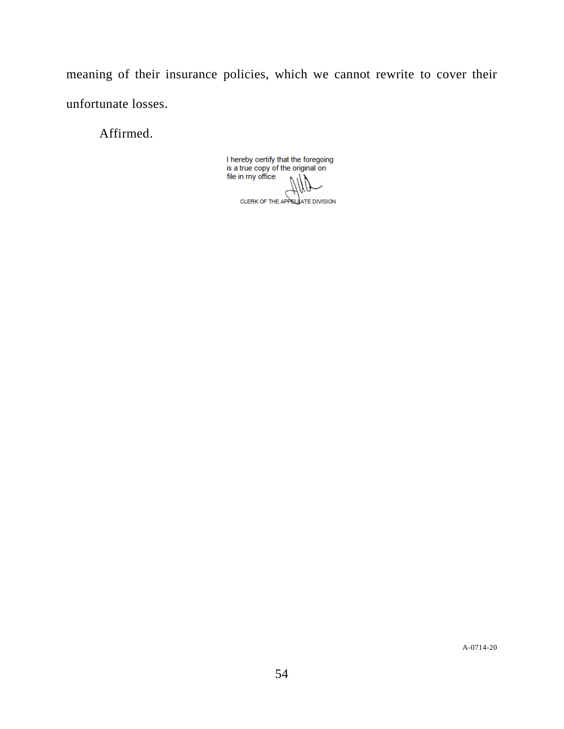meaning of their insurance policies, which we cannot rewrite to cover their unfortunate losses.

Affirmed.

I hereby certify that the foregoing is a true copy of the original on file in my office.

CLERK OF THE APPELLATE DIVISION